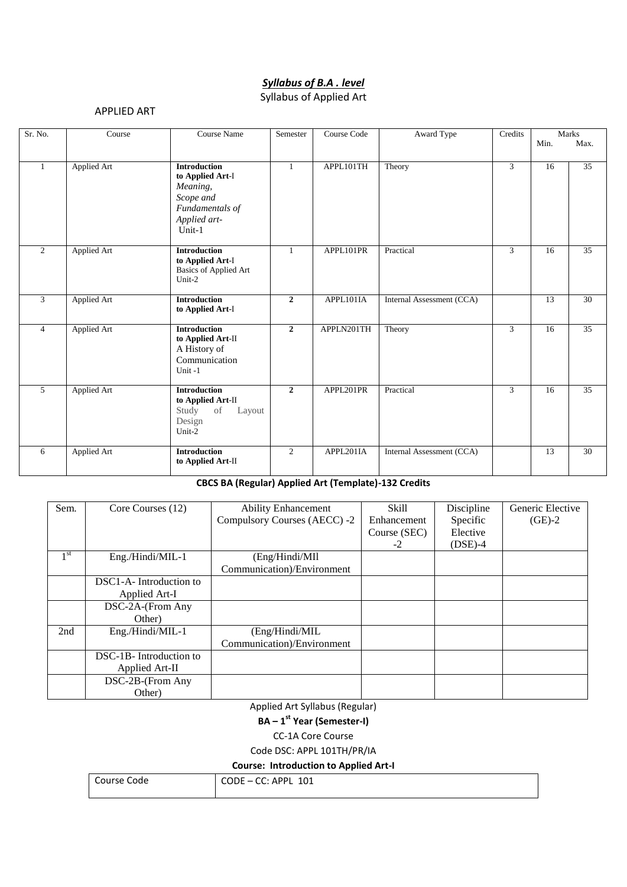## ***Syllabus of B.A . level***

Syllabus of Applied Art

APPLIED ART

| Sr. No. | Course | Course Name | Semester | Course Code | Award Type | Credits | Marks Min. | Marks Max. |
|---|---|---|---|---|---|---|---|---|
| 1 | Applied Art | **Introduction to Applied Art**-I *Meaning, Scope and Fundamentals of Applied art-* Unit-1 | 1 | APPL101TH | Theory | 3 | 16 | 35 |
| 2 | Applied Art | **Introduction to Applied Art**-I Basics of Applied Art Unit-2 | 1 | APPL101PR | Practical | 3 | 16 | 35 |
| 3 | Applied Art | **Introduction to Applied Art**-I | **2** | APPL101IA | Internal Assessment (CCA) | | 13 | 30 |
| 4 | Applied Art | **Introduction to Applied Art**-II A History of Communication Unit -1 | **2** | APPLN201TH | Theory | 3 | 16 | 35 |
| 5 | Applied Art | **Introduction to Applied Art**-II Study of Layout Design Unit-2 | **2** | APPL201PR | Practical | 3 | 16 | 35 |
| 6 | Applied Art | **Introduction to Applied Art**-II | 2 | APPL201IA | Internal Assessment (CCA) | | 13 | 30 |

**CBCS BA (Regular) Applied Art (Template)-132 Credits**

| Sem. | Core Courses (12) | Ability Enhancement Compulsory Courses (AECC) -2 | Skill Enhancement Course (SEC) -2 | Discipline Specific Elective (DSE)-4 | Generic Elective (GE)-2 |
|---|---|---|---|---|---|
| 1st | Eng./Hindi/MIL-1 | (Eng/Hindi/MIl Communication)/Environment | | | |
| | DSC1-A- Introduction to Applied Art-I | | | | |
| | DSC-2A-(From Any Other) | | | | |
| 2nd | Eng./Hindi/MIL-1 | (Eng/Hindi/MIL Communication)/Environment | | | |
| | DSC-1B- Introduction to Applied Art-II | | | | |
| | DSC-2B-(From Any Other) | | | | |

Applied Art Syllabus (Regular)

**BA – 1st Year (Semester-I)**

CC-1A Core Course

Code DSC: APPL 101TH/PR/IA

**Course: Introduction to Applied Art-I**

| Course Code | CODE – CC: APPL 101 |
|---|---|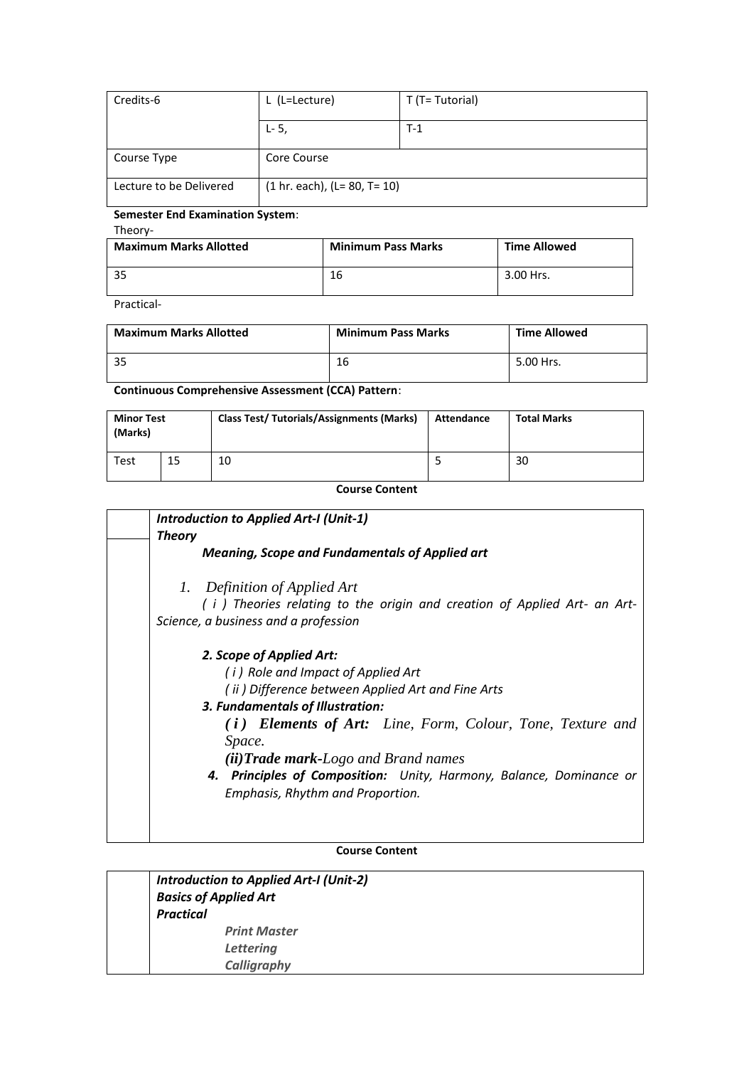| Credits-6 | L (L=Lecture) | T (T= Tutorial) |
|---|---|---|
| | L- 5, | T-1 |
| Course Type | Core Course | |
| Lecture to be Delivered | (1 hr. each), (L= 80, T= 10) | |

**Semester End Examination System**:

Theory-

| **Maximum Marks Allotted** | **Minimum Pass Marks** | **Time Allowed** |
|---|---|---|
| 35 | 16 | 3.00 Hrs. |

Practical-

| **Maximum Marks Allotted** | **Minimum Pass Marks** | **Time Allowed** |
|---|---|---|
| 35 | 16 | 5.00 Hrs. |

**Continuous Comprehensive Assessment (CCA) Pattern**:

| **Minor Test (Marks)** | | **Class Test/ Tutorials/Assignments (Marks)** | **Attendance** | **Total Marks** |
|---|---|---|---|---|
| Test | 15 | 10 | 5 | 30 |

**Course Content**

***Introduction to Applied Art-I (Unit-1)***

***Theory***

***Meaning, Scope and Fundamentals of Applied art***

1. *Definition of Applied Art*

   *( i ) Theories relating to the origin and creation of Applied Art- an Art-Science, a business and a profession*

***2. Scope of Applied Art:***

*( i ) Role and Impact of Applied Art*

*( ii ) Difference between Applied Art and Fine Arts*

***3. Fundamentals of Illustration:***

***( i ) Elements of Art:*** *Line, Form, Colour, Tone, Texture and Space.*

***(ii)Trade mark-****Logo and Brand names*

***4. Principles of Composition:*** *Unity, Harmony, Balance, Dominance or Emphasis, Rhythm and Proportion.*

**Course Content**

***Introduction to Applied Art-I (Unit-2)***

***Basics of Applied Art***

***Practical***

***Print Master***

***Lettering***

***Calligraphy***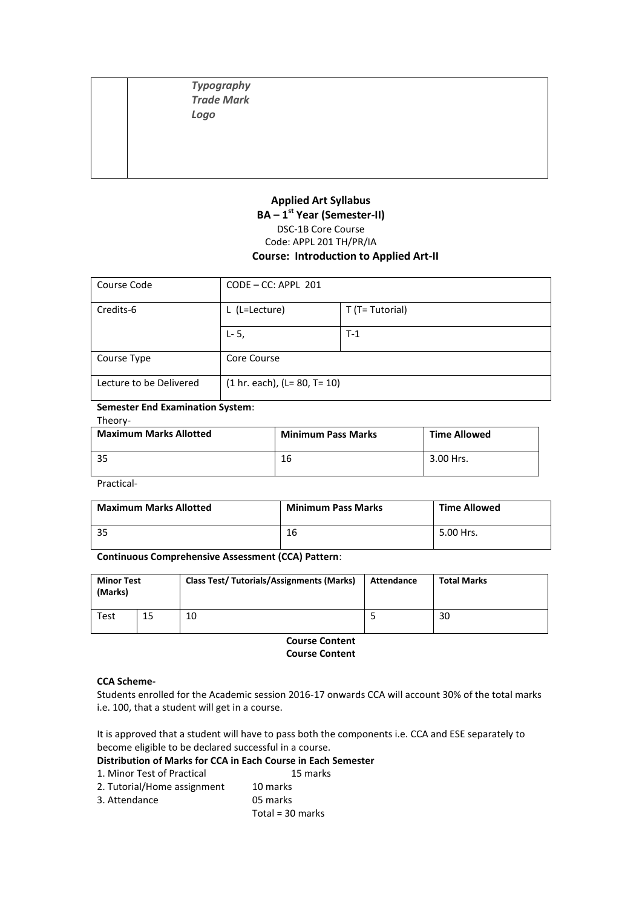| | *Typography*<br>*Trade Mark*<br>*Logo* |
|---|---|

**Applied Art Syllabus**

**BA – 1st Year (Semester-II)**

DSC-1B Core Course

Code: APPL 201 TH/PR/IA

**Course: Introduction to Applied Art-II**

| Course Code | CODE – CC: APPL 201 | |
|---|---|---|
| Credits-6 | L (L=Lecture) | T (T= Tutorial) |
| | L- 5, | T-1 |
| Course Type | Core Course | |
| Lecture to be Delivered | (1 hr. each), (L= 80, T= 10) | |

**Semester End Examination System**:

Theory-

| Maximum Marks Allotted | Minimum Pass Marks | Time Allowed |
|---|---|---|
| 35 | 16 | 3.00 Hrs. |

Practical-

| Maximum Marks Allotted | Minimum Pass Marks | Time Allowed |
|---|---|---|
| 35 | 16 | 5.00 Hrs. |

**Continuous Comprehensive Assessment (CCA) Pattern**:

| Minor Test (Marks) | | Class Test/ Tutorials/Assignments (Marks) | Attendance | Total Marks |
|---|---|---|---|---|
| Test | 15 | 10 | 5 | 30 |

**Course Content**

**Course Content**

**CCA Scheme-**

Students enrolled for the Academic session 2016-17 onwards CCA will account 30% of the total marks i.e. 100, that a student will get in a course.

It is approved that a student will have to pass both the components i.e. CCA and ESE separately to become eligible to be declared successful in a course.

**Distribution of Marks for CCA in Each Course in Each Semester**

1. Minor Test of Practical 15 marks
2. Tutorial/Home assignment 10 marks
3. Attendance 05 marks

Total = 30 marks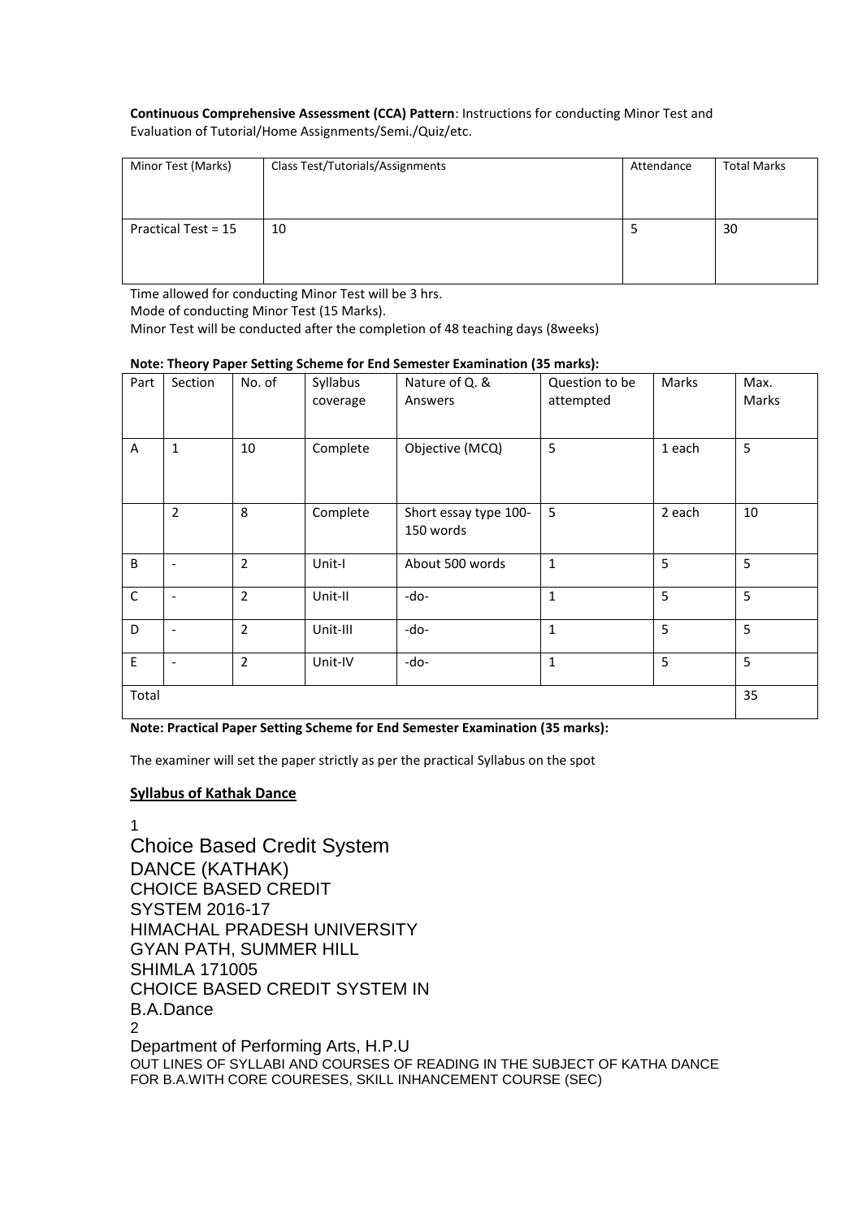**Continuous Comprehensive Assessment (CCA) Pattern**: Instructions for conducting Minor Test and Evaluation of Tutorial/Home Assignments/Semi./Quiz/etc.

| Minor Test (Marks) | Class Test/Tutorials/Assignments | Attendance | Total Marks |
|---|---|---|---|
| Practical Test = 15 | 10 | 5 | 30 |

Time allowed for conducting Minor Test will be 3 hrs.
Mode of conducting Minor Test (15 Marks).
Minor Test will be conducted after the completion of 48 teaching days (8weeks)

**Note: Theory Paper Setting Scheme for End Semester Examination (35 marks):**

| Part | Section | No. of | Syllabus coverage | Nature of Q. & Answers | Question to be attempted | Marks | Max. Marks |
|---|---|---|---|---|---|---|---|
| A | 1 | 10 | Complete | Objective (MCQ) | 5 | 1 each | 5 |
| | 2 | 8 | Complete | Short essay type 100-150 words | 5 | 2 each | 10 |
| B | - | 2 | Unit-I | About 500 words | 1 | 5 | 5 |
| C | - | 2 | Unit-II | -do- | 1 | 5 | 5 |
| D | - | 2 | Unit-III | -do- | 1 | 5 | 5 |
| E | - | 2 | Unit-IV | -do- | 1 | 5 | 5 |
| Total | | | | | | | 35 |

**Note: Practical Paper Setting Scheme for End Semester Examination (35 marks):**

The examiner will set the paper strictly as per the practical Syllabus on the spot

**Syllabus of Kathak Dance**

1

Choice Based Credit System
DANCE (KATHAK)
CHOICE BASED CREDIT
SYSTEM 2016-17
HIMACHAL PRADESH UNIVERSITY
GYAN PATH, SUMMER HILL
SHIMLA 171005
CHOICE BASED CREDIT SYSTEM IN
B.A.Dance

2

Department of Performing Arts, H.P.U
OUT LINES OF SYLLABI AND COURSES OF READING IN THE SUBJECT OF KATHA DANCE FOR B.A.WITH CORE COURESES, SKILL INHANCEMENT COURSE (SEC)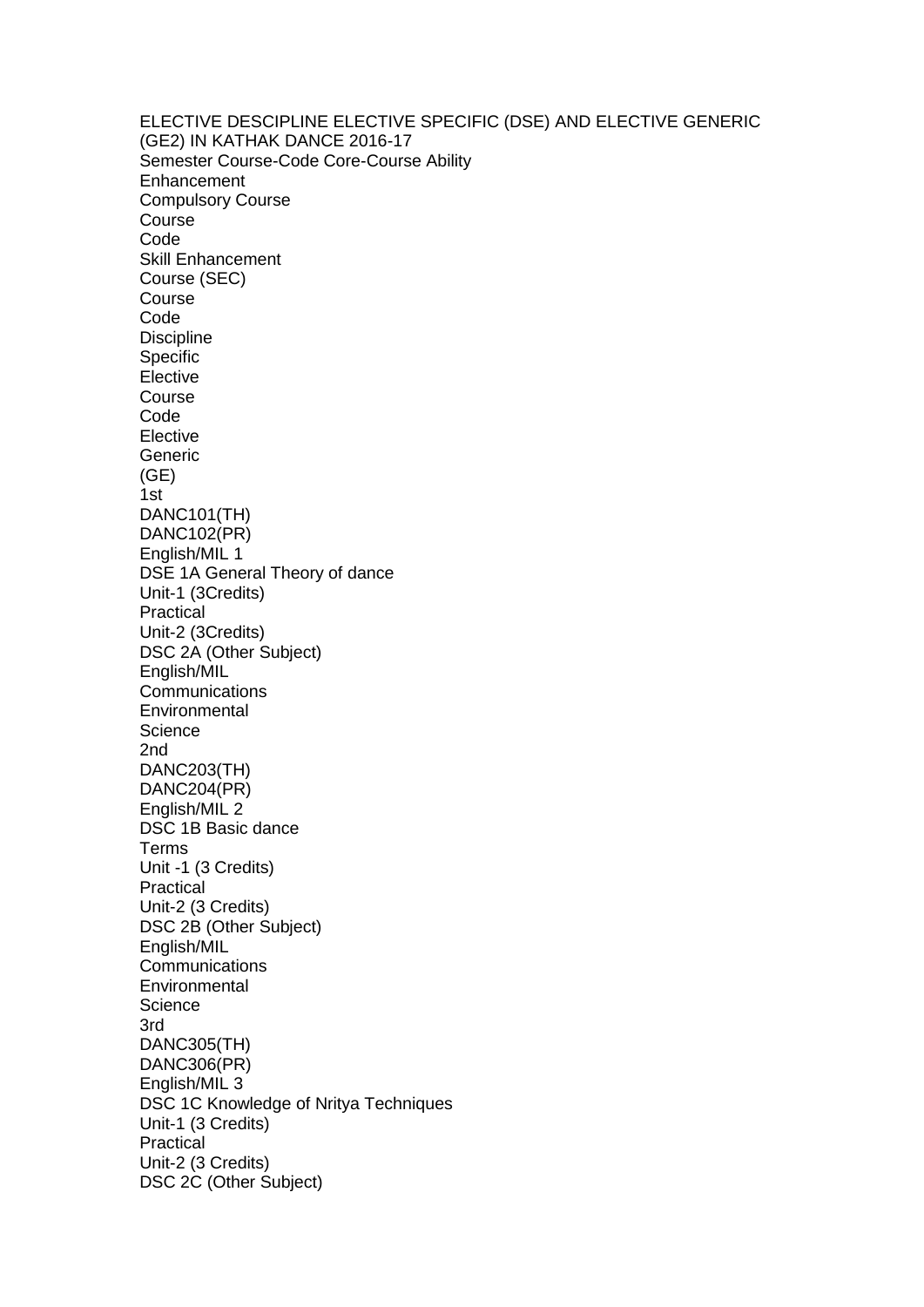ELECTIVE DESCIPLINE ELECTIVE SPECIFIC (DSE) AND ELECTIVE GENERIC (GE2) IN KATHAK DANCE 2016-17

Semester Course-Code Core-Course Ability
Enhancement
Compulsory Course
Course
Code
Skill Enhancement
Course (SEC)
Course
Code
Discipline
Specific
Elective
Course
Code
Elective
Generic
(GE)
1st
DANC101(TH)
DANC102(PR)
English/MIL 1
DSE 1A General Theory of dance
Unit-1 (3Credits)
Practical
Unit-2 (3Credits)
DSC 2A (Other Subject)
English/MIL
Communications
Environmental
Science
2nd
DANC203(TH)
DANC204(PR)
English/MIL 2
DSC 1B Basic dance
Terms
Unit -1 (3 Credits)
Practical
Unit-2 (3 Credits)
DSC 2B (Other Subject)
English/MIL
Communications
Environmental
Science
3rd
DANC305(TH)
DANC306(PR)
English/MIL 3
DSC 1C Knowledge of Nritya Techniques
Unit-1 (3 Credits)
Practical
Unit-2 (3 Credits)
DSC 2C (Other Subject)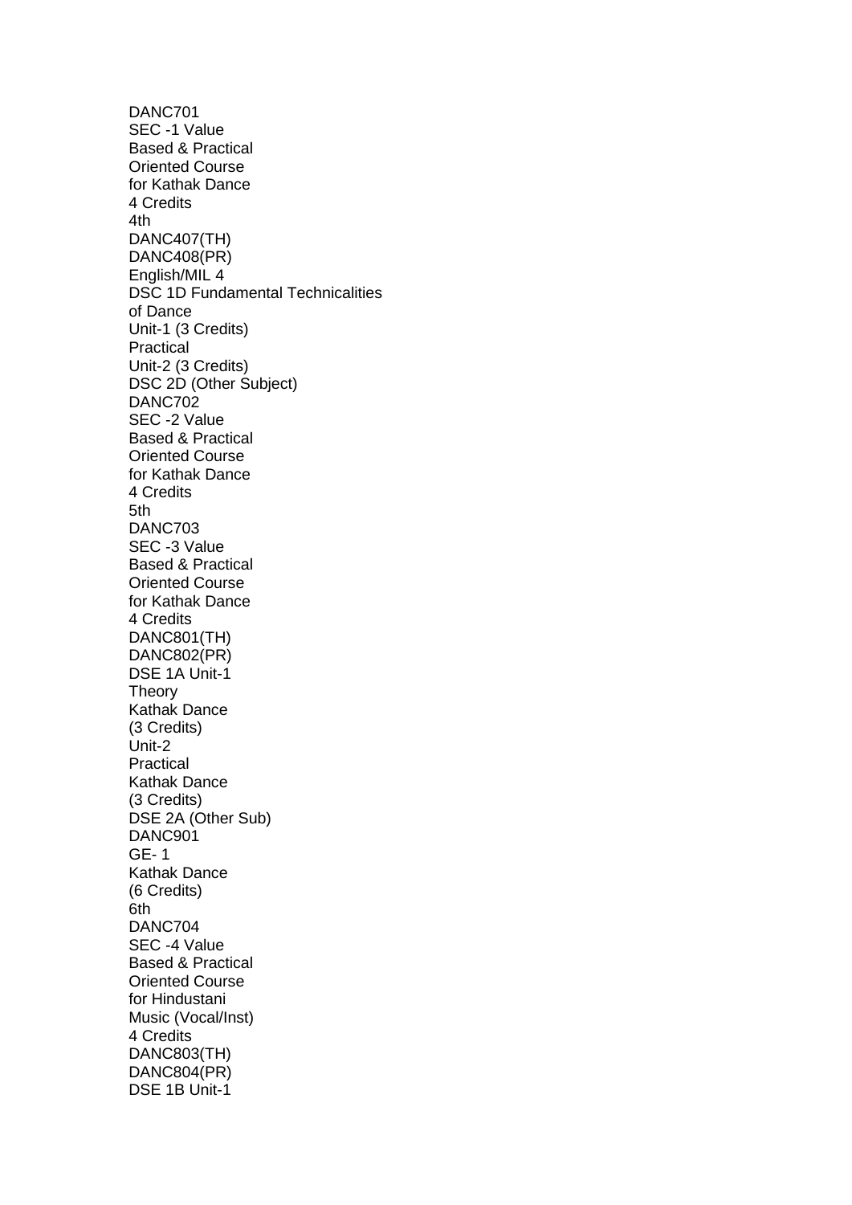DANC701
SEC -1 Value
Based & Practical
Oriented Course
for Kathak Dance
4 Credits
4th
DANC407(TH)
DANC408(PR)
English/MIL 4
DSC 1D Fundamental Technicalities
of Dance
Unit-1 (3 Credits)
Practical
Unit-2 (3 Credits)
DSC 2D (Other Subject)
DANC702
SEC -2 Value
Based & Practical
Oriented Course
for Kathak Dance
4 Credits
5th
DANC703
SEC -3 Value
Based & Practical
Oriented Course
for Kathak Dance
4 Credits
DANC801(TH)
DANC802(PR)
DSE 1A Unit-1
Theory
Kathak Dance
(3 Credits)
Unit-2
Practical
Kathak Dance
(3 Credits)
DSE 2A (Other Sub)
DANC901
GE- 1
Kathak Dance
(6 Credits)
6th
DANC704
SEC -4 Value
Based & Practical
Oriented Course
for Hindustani
Music (Vocal/Inst)
4 Credits
DANC803(TH)
DANC804(PR)
DSE 1B Unit-1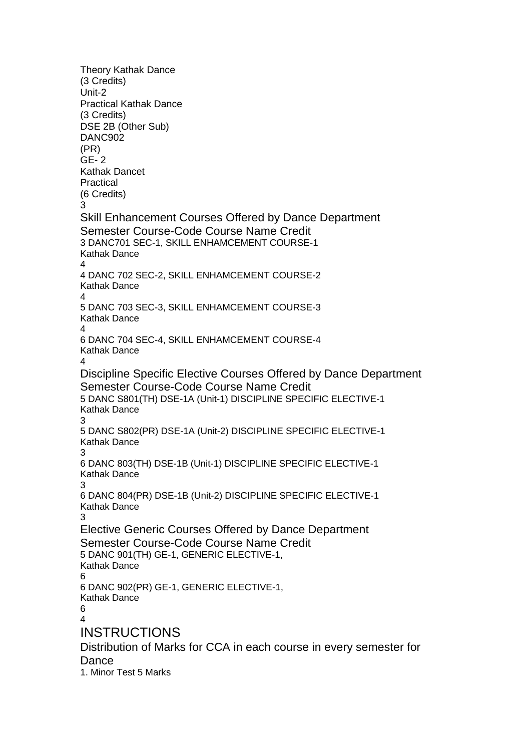Theory Kathak Dance
(3 Credits)
Unit-2
Practical Kathak Dance
(3 Credits)
DSE 2B (Other Sub)
DANC902
(PR)
GE- 2
Kathak Dancet
Practical
(6 Credits)

## Skill Enhancement Courses Offered by Dance Department

| Semester | Course-Code | Course Name | Credit |
|---|---|---|---|
| 3 | DANC701 | SEC-1, SKILL ENHAMCEMENT COURSE-1 Kathak Dance | 4 |
| 4 | DANC 702 | SEC-2, SKILL ENHAMCEMENT COURSE-2 Kathak Dance | 4 |
| 5 | DANC 703 | SEC-3, SKILL ENHAMCEMENT COURSE-3 Kathak Dance | 4 |
| 6 | DANC 704 | SEC-4, SKILL ENHAMCEMENT COURSE-4 Kathak Dance | 4 |

## Discipline Specific Elective Courses Offered by Dance Department

| Semester | Course-Code | Course Name | Credit |
|---|---|---|---|
| 5 | DANC S801(TH) | DSE-1A (Unit-1) DISCIPLINE SPECIFIC ELECTIVE-1 Kathak Dance | 3 |
| 5 | DANC S802(PR) | DSE-1A (Unit-2) DISCIPLINE SPECIFIC ELECTIVE-1 Kathak Dance | 3 |
| 6 | DANC 803(TH) | DSE-1B (Unit-1) DISCIPLINE SPECIFIC ELECTIVE-1 Kathak Dance | 3 |
| 6 | DANC 804(PR) | DSE-1B (Unit-2) DISCIPLINE SPECIFIC ELECTIVE-1 Kathak Dance | 3 |

## Elective Generic Courses Offered by Dance Department

| Semester | Course-Code | Course Name | Credit |
|---|---|---|---|
| 5 | DANC 901(TH) | GE-1, GENERIC ELECTIVE-1, Kathak Dance | 6 |
| 6 | DANC 902(PR) | GE-1, GENERIC ELECTIVE-1, Kathak Dance | 6 |

# INSTRUCTIONS

## Distribution of Marks for CCA in each course in every semester for Dance

1. Minor Test 5 Marks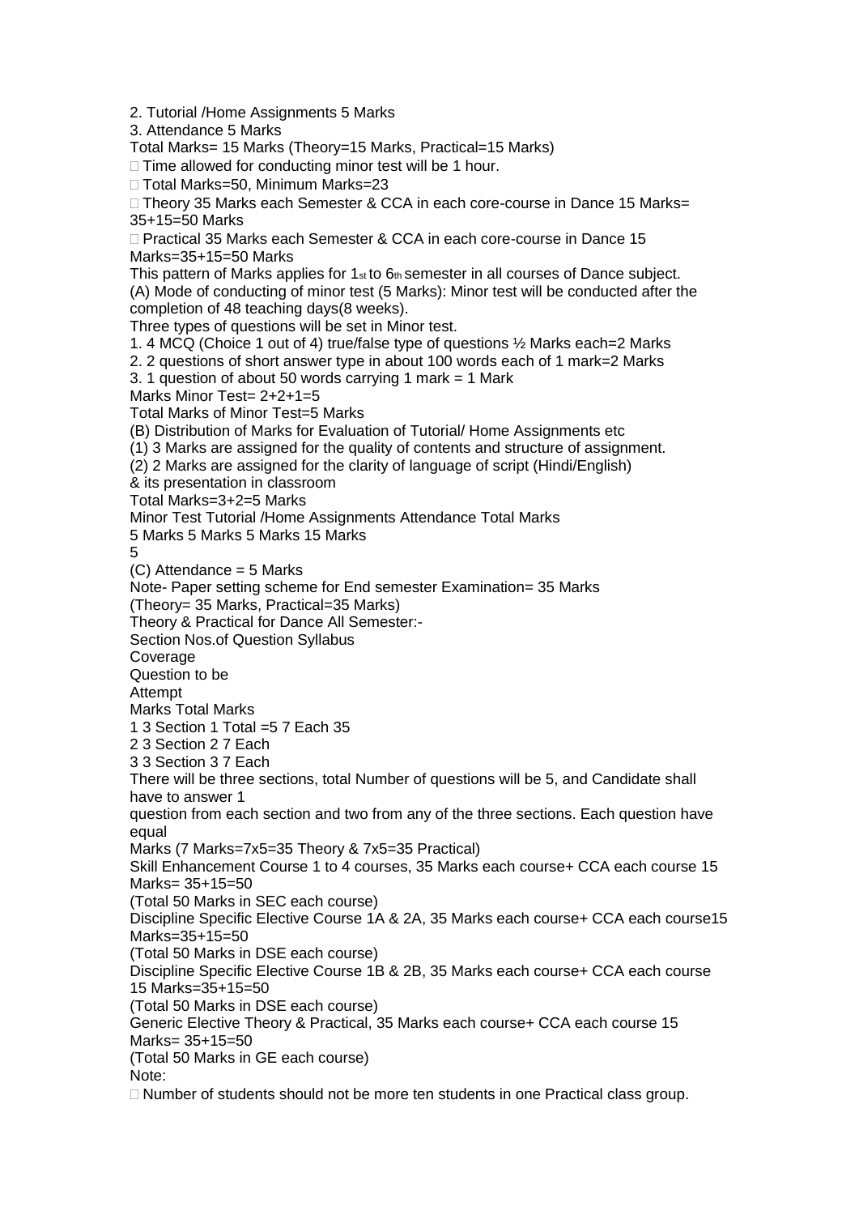2. Tutorial /Home Assignments 5 Marks

3. Attendance 5 Marks

Total Marks= 15 Marks (Theory=15 Marks, Practical=15 Marks)

- Time allowed for conducting minor test will be 1 hour.
- Total Marks=50, Minimum Marks=23
- Theory 35 Marks each Semester & CCA in each core-course in Dance 15 Marks= 35+15=50 Marks
- Practical 35 Marks each Semester & CCA in each core-course in Dance 15 Marks=35+15=50 Marks

This pattern of Marks applies for 1st to 6th semester in all courses of Dance subject.

(A) Mode of conducting of minor test (5 Marks): Minor test will be conducted after the completion of 48 teaching days(8 weeks).

Three types of questions will be set in Minor test.

1. 4 MCQ (Choice 1 out of 4) true/false type of questions ½ Marks each=2 Marks
2. 2 questions of short answer type in about 100 words each of 1 mark=2 Marks
3. 1 question of about 50 words carrying 1 mark = 1 Mark

Marks Minor Test= 2+2+1=5

Total Marks of Minor Test=5 Marks

(B) Distribution of Marks for Evaluation of Tutorial/ Home Assignments etc

(1) 3 Marks are assigned for the quality of contents and structure of assignment.

(2) 2 Marks are assigned for the clarity of language of script (Hindi/English) & its presentation in classroom

Total Marks=3+2=5 Marks

| Minor Test | Tutorial /Home Assignments | Attendance | Total Marks |
|---|---|---|---|
| 5 Marks | 5 Marks | 5 Marks | 15 Marks |

5

(C) Attendance = 5 Marks

Note- Paper setting scheme for End semester Examination= 35 Marks (Theory= 35 Marks, Practical=35 Marks)

Theory & Practical for Dance All Semester:-

| Section | Nos.of Question | Syllabus Coverage | Question to be Attempt | Marks | Total Marks |
|---|---|---|---|---|---|
| 1 | 3 | Section 1 | Total =5 | 7 Each | 35 |
| 2 | 3 | Section 2 | | 7 Each | |
| 3 | 3 | Section 3 | | 7 Each | |

There will be three sections, total Number of questions will be 5, and Candidate shall have to answer 1 question from each section and two from any of the three sections. Each question have equal Marks (7 Marks=7x5=35 Theory & 7x5=35 Practical)

Skill Enhancement Course 1 to 4 courses, 35 Marks each course+ CCA each course 15 Marks= 35+15=50

(Total 50 Marks in SEC each course)

Discipline Specific Elective Course 1A & 2A, 35 Marks each course+ CCA each course15 Marks=35+15=50

(Total 50 Marks in DSE each course)

Discipline Specific Elective Course 1B & 2B, 35 Marks each course+ CCA each course 15 Marks=35+15=50

(Total 50 Marks in DSE each course)

Generic Elective Theory & Practical, 35 Marks each course+ CCA each course 15 Marks= 35+15=50

(Total 50 Marks in GE each course)

Note:

- Number of students should not be more ten students in one Practical class group.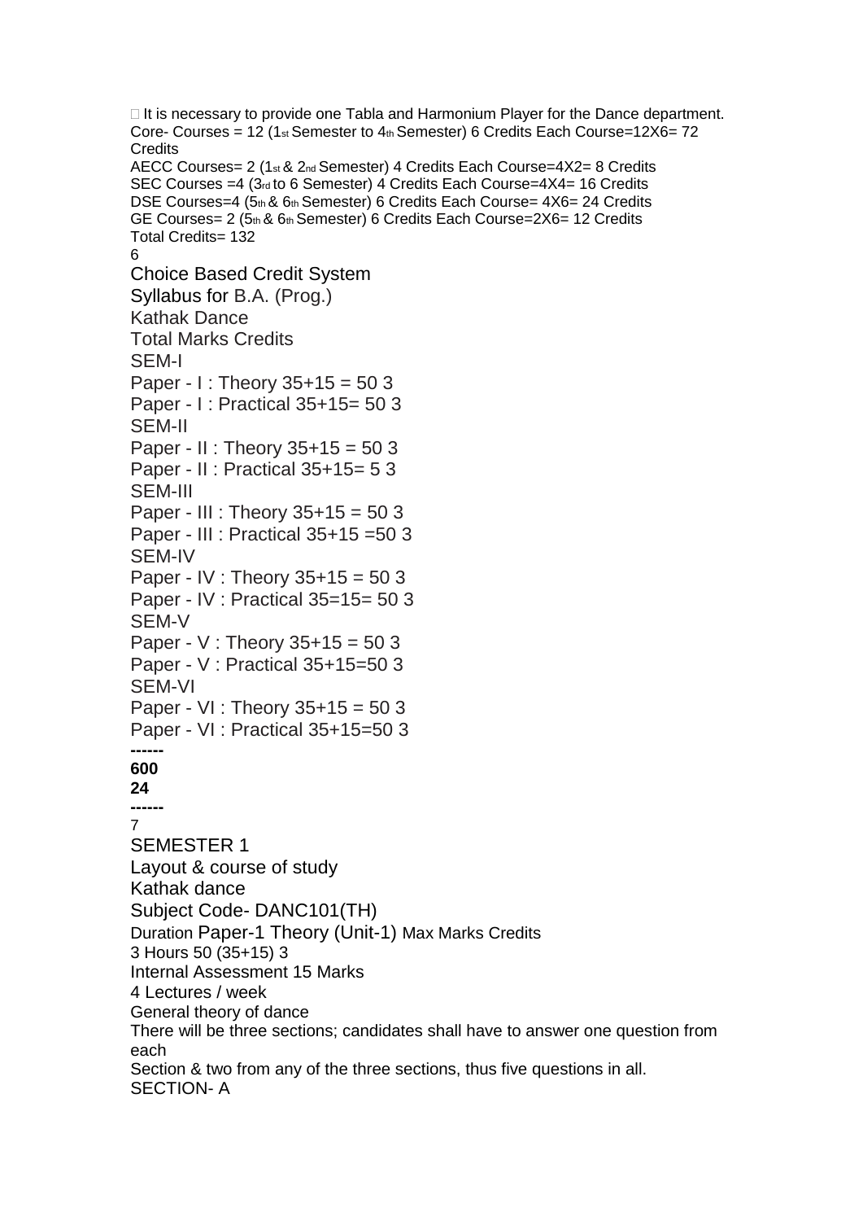It is necessary to provide one Tabla and Harmonium Player for the Dance department.

Core- Courses = 12 (1st Semester to 4th Semester) 6 Credits Each Course=12X6= 72 Credits

AECC Courses= 2 (1st & 2nd Semester) 4 Credits Each Course=4X2= 8 Credits

SEC Courses =4 (3rd to 6 Semester) 4 Credits Each Course=4X4= 16 Credits

DSE Courses=4 (5th & 6th Semester) 6 Credits Each Course= 4X6= 24 Credits

GE Courses= 2 (5th & 6th Semester) 6 Credits Each Course=2X6= 12 Credits

Total Credits= 132

## Choice Based Credit System

## Syllabus for B.A. (Prog.)

## Kathak Dance

| | Total Marks | Credits |
|---|---|---|
| **SEM-I** | | |
| Paper - I : Theory | 35+15 = 50 | 3 |
| Paper - I : Practical | 35+15= 50 | 3 |
| **SEM-II** | | |
| Paper - II : Theory | 35+15 = 50 | 3 |
| Paper - II : Practical | 35+15= 5 | 3 |
| **SEM-III** | | |
| Paper - III : Theory | 35+15 = 50 | 3 |
| Paper - III : Practical | 35+15 =50 | 3 |
| **SEM-IV** | | |
| Paper - IV : Theory | 35+15 = 50 | 3 |
| Paper - IV : Practical | 35=15= 50 | 3 |
| **SEM-V** | | |
| Paper - V : Theory | 35+15 = 50 | 3 |
| Paper - V : Practical | 35+15=50 | 3 |
| **SEM-VI** | | |
| Paper - VI : Theory | 35+15 = 50 | 3 |
| Paper - VI : Practical | 35+15=50 | 3 |
| | **600** | **24** |

## SEMESTER 1

### Layout & course of study

### Kathak dance

### Subject Code- DANC101(TH)

| Duration | Paper-1 Theory (Unit-1) | Max Marks | Credits |
|---|---|---|---|
| 3 Hours | | 50 (35+15) | 3 |

Internal Assessment 15 Marks

4 Lectures / week

General theory of dance

There will be three sections; candidates shall have to answer one question from each Section & two from any of the three sections, thus five questions in all.

SECTION- A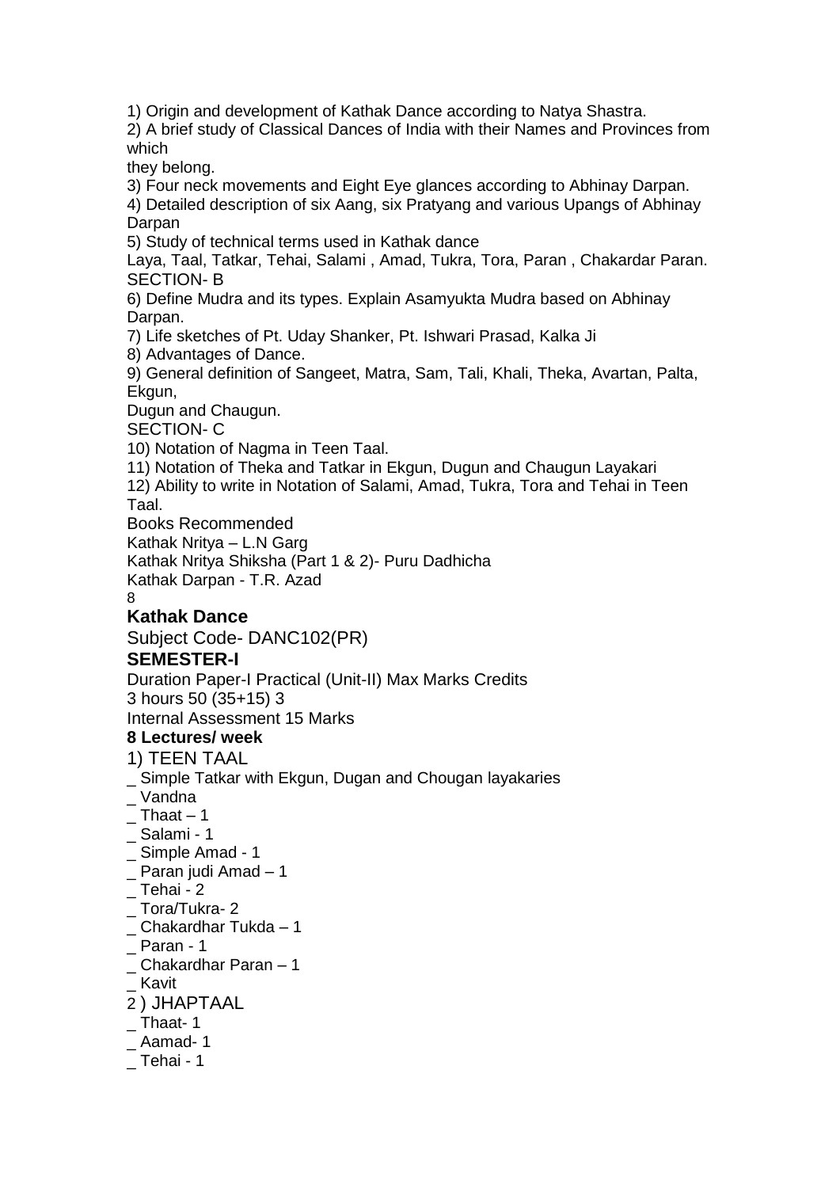1) Origin and development of Kathak Dance according to Natya Shastra.

2) A brief study of Classical Dances of India with their Names and Provinces from which they belong.

3) Four neck movements and Eight Eye glances according to Abhinay Darpan.

4) Detailed description of six Aang, six Pratyang and various Upangs of Abhinay Darpan

5) Study of technical terms used in Kathak dance
Laya, Taal, Tatkar, Tehai, Salami , Amad, Tukra, Tora, Paran , Chakardar Paran.

SECTION- B

6) Define Mudra and its types. Explain Asamyukta Mudra based on Abhinay Darpan.

7) Life sketches of Pt. Uday Shanker, Pt. Ishwari Prasad, Kalka Ji

8) Advantages of Dance.

9) General definition of Sangeet, Matra, Sam, Tali, Khali, Theka, Avartan, Palta, Ekgun, Dugun and Chaugun.

SECTION- C

10) Notation of Nagma in Teen Taal.

11) Notation of Theka and Tatkar in Ekgun, Dugun and Chaugun Layakari

12) Ability to write in Notation of Salami, Amad, Tukra, Tora and Tehai in Teen Taal.

Books Recommended

Kathak Nritya – L.N Garg

Kathak Nritya Shiksha (Part 1 & 2)- Puru Dadhicha

Kathak Darpan - T.R. Azad

## Kathak Dance

Subject Code- DANC102(PR)

### SEMESTER-I

Duration Paper-I Practical (Unit-II) Max Marks Credits

3 hours 50 (35+15) 3

Internal Assessment 15 Marks

**8 Lectures/ week**

1) TEEN TAAL

- Simple Tatkar with Ekgun, Dugan and Chougan layakaries
- Vandna
- Thaat – 1
- Salami - 1
- Simple Amad - 1
- Paran judi Amad – 1
- Tehai - 2
- Tora/Tukra- 2
- Chakardhar Tukda – 1
- Paran - 1
- Chakardhar Paran – 1
- Kavit

2 ) JHAPTAAL

- Thaat- 1
- Aamad- 1
- Tehai - 1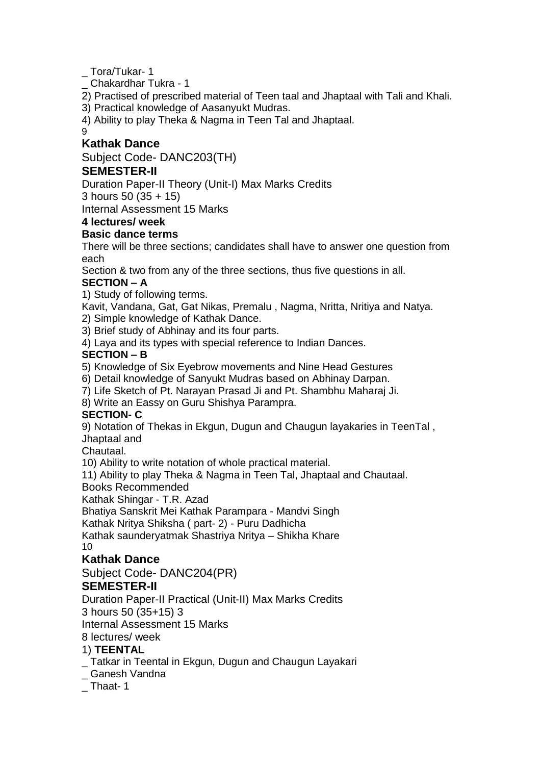_ Tora/Tukar- 1

_ Chakardhar Tukra - 1

2) Practised of prescribed material of Teen taal and Jhaptaal with Tali and Khali.

3) Practical knowledge of Aasanyukt Mudras.

4) Ability to play Theka & Nagma in Teen Tal and Jhaptaal.

## Kathak Dance

Subject Code- DANC203(TH)

### SEMESTER-II

Duration Paper-II Theory (Unit-I) Max Marks Credits

3 hours 50 (35 + 15)

Internal Assessment 15 Marks

**4 lectures/ week**

**Basic dance terms**

There will be three sections; candidates shall have to answer one question from each

Section & two from any of the three sections, thus five questions in all.

**SECTION – A**

1) Study of following terms.

Kavit, Vandana, Gat, Gat Nikas, Premalu , Nagma, Nritta, Nritiya and Natya.

2) Simple knowledge of Kathak Dance.

3) Brief study of Abhinay and its four parts.

4) Laya and its types with special reference to Indian Dances.

**SECTION – B**

5) Knowledge of Six Eyebrow movements and Nine Head Gestures

6) Detail knowledge of Sanyukt Mudras based on Abhinay Darpan.

7) Life Sketch of Pt. Narayan Prasad Ji and Pt. Shambhu Maharaj Ji.

8) Write an Eassy on Guru Shishya Parampra.

**SECTION- C**

9) Notation of Thekas in Ekgun, Dugun and Chaugun layakaries in TeenTal , Jhaptaal and Chautaal.

10) Ability to write notation of whole practical material.

11) Ability to play Theka & Nagma in Teen Tal, Jhaptaal and Chautaal.

Books Recommended

Kathak Shingar - T.R. Azad

Bhatiya Sanskrit Mei Kathak Parampara - Mandvi Singh

Kathak Nritya Shiksha ( part- 2) - Puru Dadhicha

Kathak saunderyatmak Shastriya Nritya – Shikha Khare

## Kathak Dance

Subject Code- DANC204(PR)

### SEMESTER-II

Duration Paper-II Practical (Unit-II) Max Marks Credits

3 hours 50 (35+15) 3

Internal Assessment 15 Marks

8 lectures/ week

1) **TEENTAL**

_ Tatkar in Teental in Ekgun, Dugun and Chaugun Layakari

_ Ganesh Vandna

_ Thaat- 1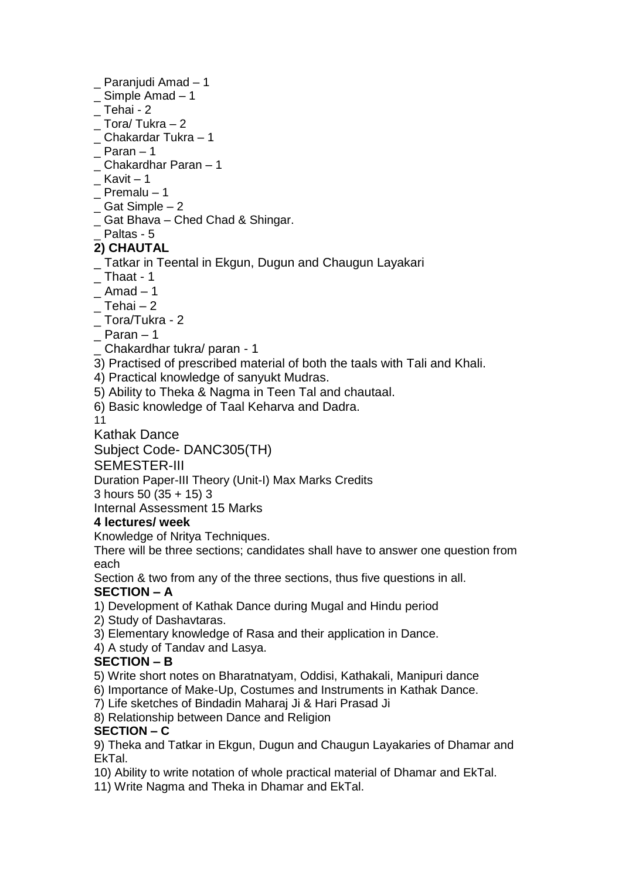_ Paranjudi Amad – 1
_ Simple Amad – 1
_ Tehai - 2
_ Tora/ Tukra – 2
_ Chakardar Tukra – 1
_ Paran – 1
_ Chakardhar Paran – 1
_ Kavit – 1
_ Premalu – 1
_ Gat Simple – 2
_ Gat Bhava – Ched Chad & Shingar.
_ Paltas - 5

**2) CHAUTAL**

_ Tatkar in Teental in Ekgun, Dugun and Chaugun Layakari
_ Thaat - 1
_ Amad – 1
_ Tehai – 2
_ Tora/Tukra - 2
_ Paran – 1
_ Chakardhar tukra/ paran - 1

3) Practised of prescribed material of both the taals with Tali and Khali.
4) Practical knowledge of sanyukt Mudras.
5) Ability to Theka & Nagma in Teen Tal and chautaal.
6) Basic knowledge of Taal Keharva and Dadra.

Kathak Dance

Subject Code- DANC305(TH)

SEMESTER-III

Duration Paper-III Theory (Unit-I) Max Marks Credits
3 hours 50 (35 + 15) 3
Internal Assessment 15 Marks

**4 lectures/ week**

Knowledge of Nritya Techniques.

There will be three sections; candidates shall have to answer one question from each
Section & two from any of the three sections, thus five questions in all.

**SECTION – A**

1) Development of Kathak Dance during Mugal and Hindu period
2) Study of Dashavtaras.
3) Elementary knowledge of Rasa and their application in Dance.
4) A study of Tandav and Lasya.

**SECTION – B**

5) Write short notes on Bharatnatyam, Oddisi, Kathakali, Manipuri dance
6) Importance of Make-Up, Costumes and Instruments in Kathak Dance.
7) Life sketches of Bindadin Maharaj Ji & Hari Prasad Ji
8) Relationship between Dance and Religion

**SECTION – C**

9) Theka and Tatkar in Ekgun, Dugun and Chaugun Layakaries of Dhamar and EkTal.
10) Ability to write notation of whole practical material of Dhamar and EkTal.
11) Write Nagma and Theka in Dhamar and EkTal.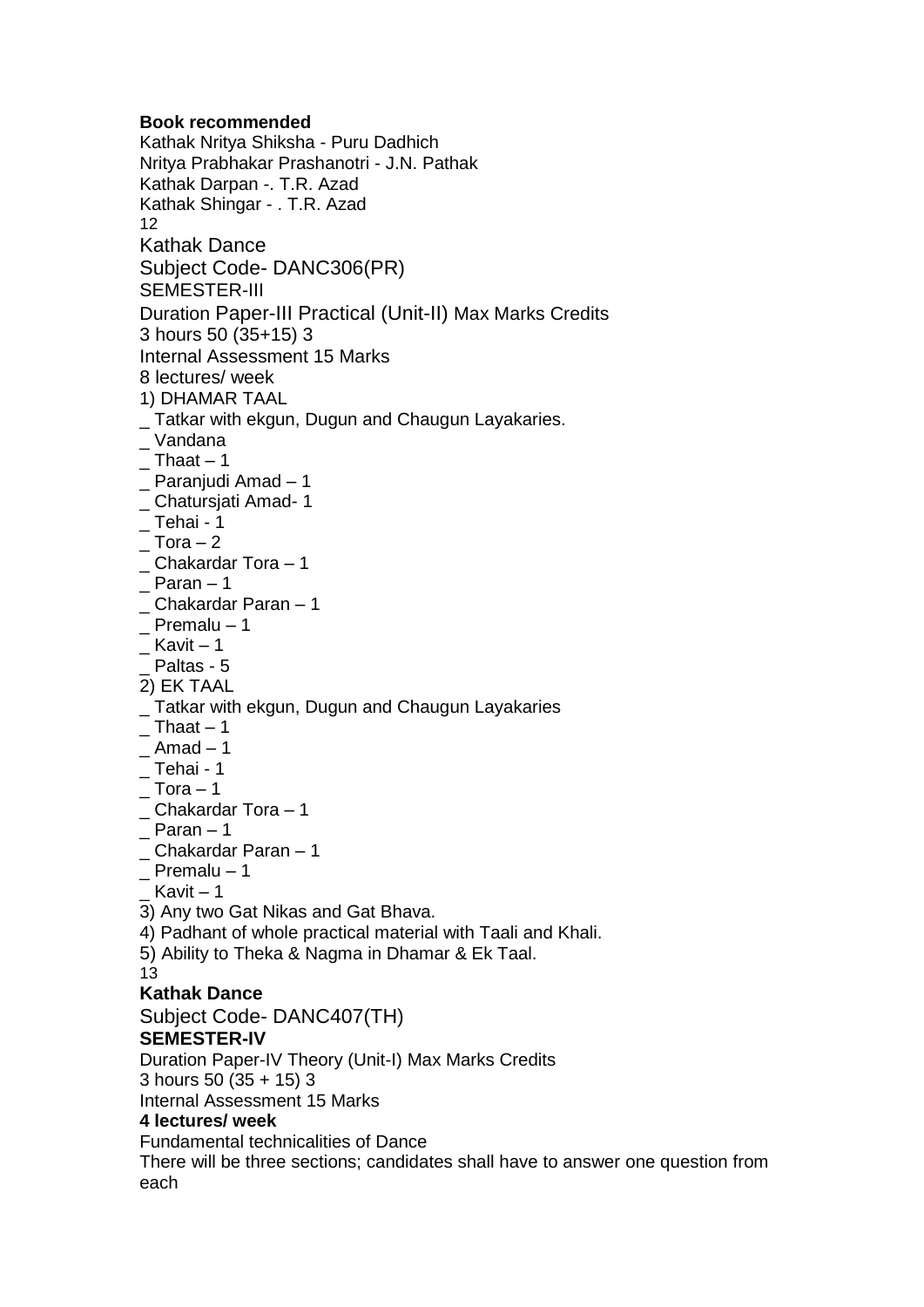**Book recommended**

Kathak Nritya Shiksha - Puru Dadhich
Nritya Prabhakar Prashanotri - J.N. Pathak
Kathak Darpan -. T.R. Azad
Kathak Shingar - . T.R. Azad

Kathak Dance
Subject Code- DANC306(PR)
SEMESTER-III
Duration Paper-III Practical (Unit-II) Max Marks Credits
3 hours 50 (35+15) 3
Internal Assessment 15 Marks
8 lectures/ week

1) DHAMAR TAAL

_ Tatkar with ekgun, Dugun and Chaugun Layakaries.
_ Vandana
_ Thaat – 1
_ Paranjudi Amad – 1
_ Chatursjati Amad- 1
_ Tehai - 1
_ Tora – 2
_ Chakardar Tora – 1
_ Paran – 1
_ Chakardar Paran – 1
_ Premalu – 1
_ Kavit – 1
_ Paltas - 5

2) EK TAAL

_ Tatkar with ekgun, Dugun and Chaugun Layakaries
_ Thaat – 1
_ Amad – 1
_ Tehai - 1
_ Tora – 1
_ Chakardar Tora – 1
_ Paran – 1
_ Chakardar Paran – 1
_ Premalu – 1
_ Kavit – 1

3) Any two Gat Nikas and Gat Bhava.
4) Padhant of whole practical material with Taali and Khali.
5) Ability to Theka & Nagma in Dhamar & Ek Taal.

**Kathak Dance**

Subject Code- DANC407(TH)

**SEMESTER-IV**

Duration Paper-IV Theory (Unit-I) Max Marks Credits
3 hours 50 (35 + 15) 3
Internal Assessment 15 Marks

**4 lectures/ week**

Fundamental technicalities of Dance

There will be three sections; candidates shall have to answer one question from each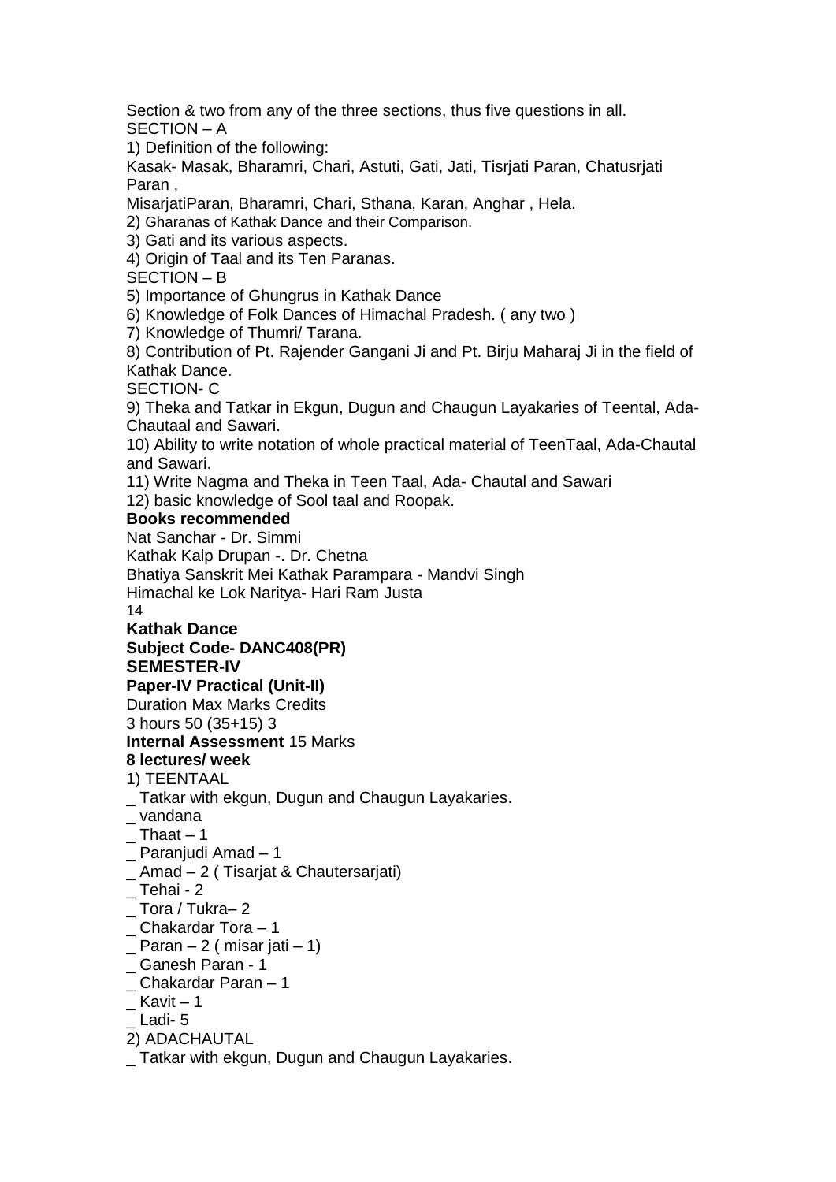Section & two from any of the three sections, thus five questions in all.

SECTION – A

1) Definition of the following:

Kasak- Masak, Bharamri, Chari, Astuti, Gati, Jati, Tisrjati Paran, Chatusrjati Paran ,
MisarjatiParan, Bharamri, Chari, Sthana, Karan, Anghar , Hela.

2) Gharanas of Kathak Dance and their Comparison.

3) Gati and its various aspects.

4) Origin of Taal and its Ten Paranas.

SECTION – B

5) Importance of Ghungrus in Kathak Dance

6) Knowledge of Folk Dances of Himachal Pradesh. ( any two )

7) Knowledge of Thumri/ Tarana.

8) Contribution of Pt. Rajender Gangani Ji and Pt. Birju Maharaj Ji in the field of Kathak Dance.

SECTION- C

9) Theka and Tatkar in Ekgun, Dugun and Chaugun Layakaries of Teental, Ada-Chautaal and Sawari.

10) Ability to write notation of whole practical material of TeenTaal, Ada-Chautal and Sawari.

11) Write Nagma and Theka in Teen Taal, Ada- Chautal and Sawari

12) basic knowledge of Sool taal and Roopak.

**Books recommended**

Nat Sanchar - Dr. Simmi

Kathak Kalp Drupan -. Dr. Chetna

Bhatiya Sanskrit Mei Kathak Parampara - Mandvi Singh

Himachal ke Lok Naritya- Hari Ram Justa

**Kathak Dance**

**Subject Code- DANC408(PR)**

**SEMESTER-IV**

**Paper-IV Practical (Unit-II)**

Duration Max Marks Credits

3 hours 50 (35+15) 3

**Internal Assessment** 15 Marks

**8 lectures/ week**

1) TEENTAAL

_ Tatkar with ekgun, Dugun and Chaugun Layakaries.

_ vandana

_ Thaat – 1

_ Paranjudi Amad – 1

_ Amad – 2 ( Tisarjat & Chautersarjati)

_ Tehai - 2

_ Tora / Tukra– 2

_ Chakardar Tora – 1

_ Paran – 2 ( misar jati – 1)

_ Ganesh Paran - 1

_ Chakardar Paran – 1

_ Kavit – 1

_ Ladi- 5

2) ADACHAUTAL

_ Tatkar with ekgun, Dugun and Chaugun Layakaries.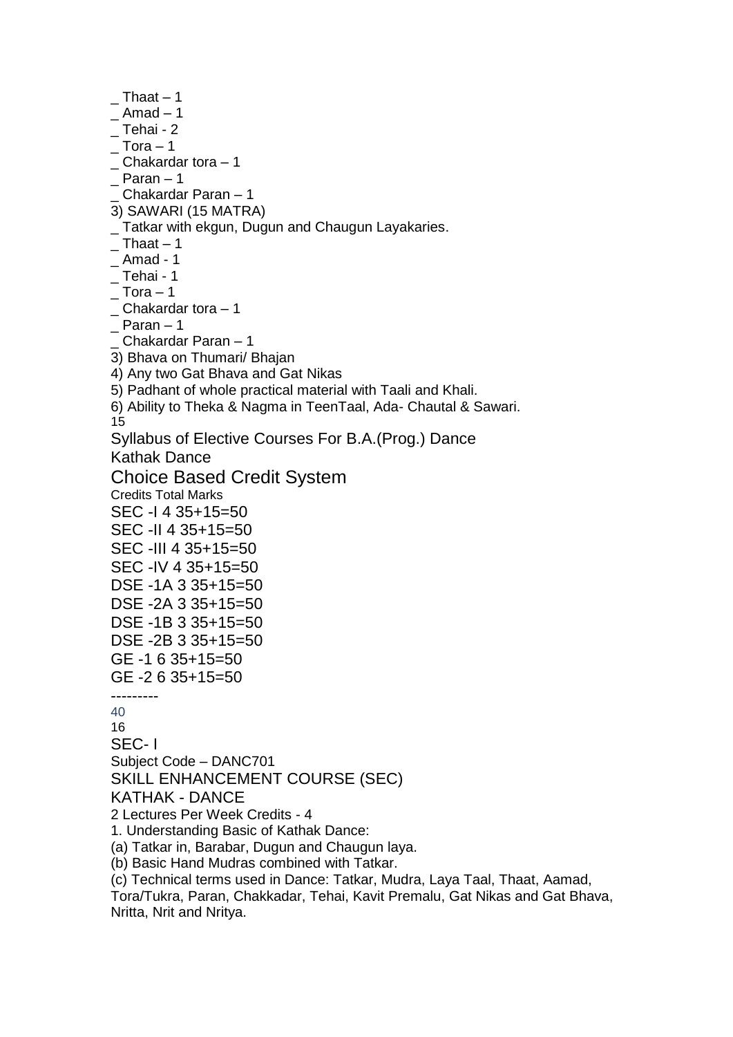_ Thaat – 1
_ Amad – 1
_ Tehai - 2
_ Tora – 1
_ Chakardar tora – 1
_ Paran – 1
_ Chakardar Paran – 1

3) SAWARI (15 MATRA)

_ Tatkar with ekgun, Dugun and Chaugun Layakaries.
_ Thaat – 1
_ Amad - 1
_ Tehai - 1
_ Tora – 1
_ Chakardar tora – 1
_ Paran – 1
_ Chakardar Paran – 1

3) Bhava on Thumari/ Bhajan
4) Any two Gat Bhava and Gat Nikas
5) Padhant of whole practical material with Taali and Khali.
6) Ability to Theka & Nagma in TeenTaal, Ada- Chautal & Sawari.

## Syllabus of Elective Courses For B.A.(Prog.) Dance

## Kathak Dance

# Choice Based Credit System

| | Credits | Total Marks |
|---|---|---|
| SEC -I | 4 | 35+15=50 |
| SEC -II | 4 | 35+15=50 |
| SEC -III | 4 | 35+15=50 |
| SEC -IV | 4 | 35+15=50 |
| DSE -1A | 3 | 35+15=50 |
| DSE -2A | 3 | 35+15=50 |
| DSE -1B | 3 | 35+15=50 |
| DSE -2B | 3 | 35+15=50 |
| GE -1 | 6 | 35+15=50 |
| GE -2 | 6 | 35+15=50 |
| | --------- | |
| | 40 | |

## SEC- I

Subject Code – DANC701

## SKILL ENHANCEMENT COURSE (SEC)

## KATHAK - DANCE

2 Lectures Per Week Credits - 4

1. Understanding Basic of Kathak Dance:

(a) Tatkar in, Barabar, Dugun and Chaugun laya.

(b) Basic Hand Mudras combined with Tatkar.

(c) Technical terms used in Dance: Tatkar, Mudra, Laya Taal, Thaat, Aamad, Tora/Tukra, Paran, Chakkadar, Tehai, Kavit Premalu, Gat Nikas and Gat Bhava, Nritta, Nrit and Nritya.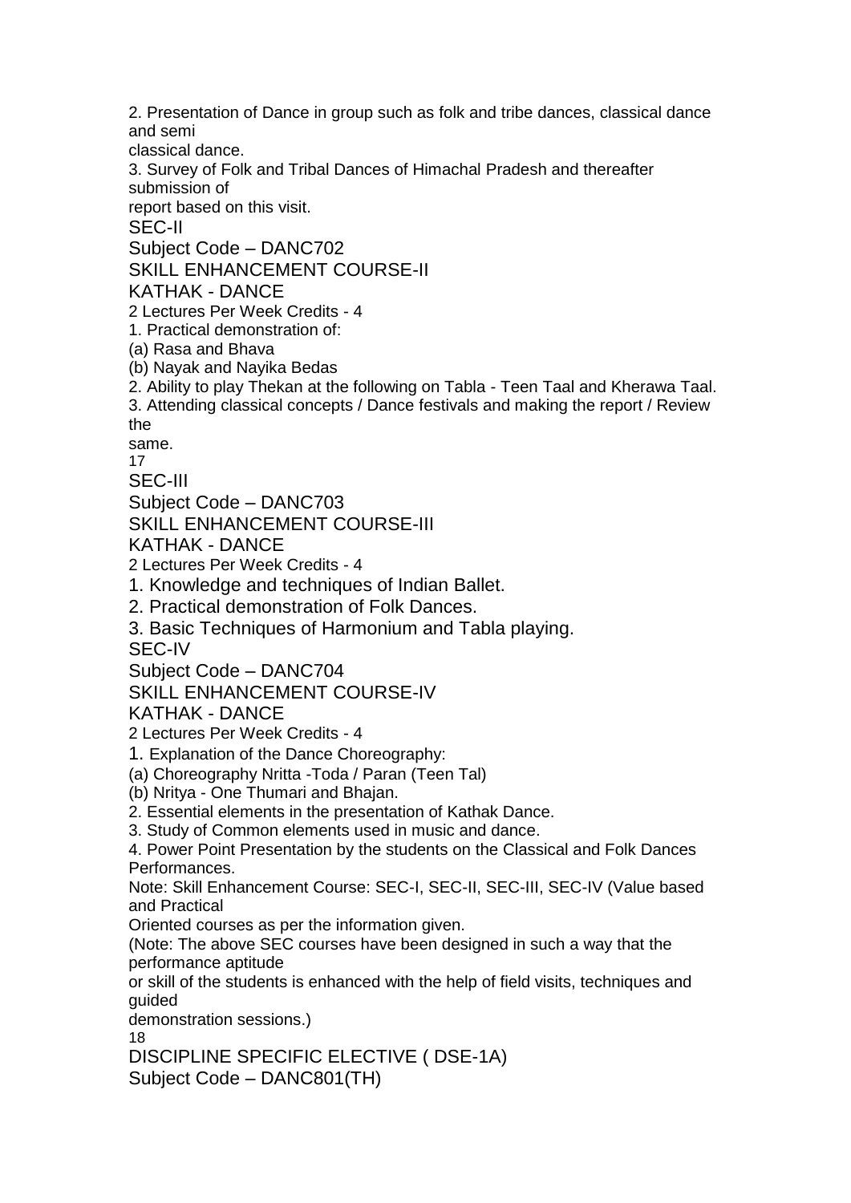2. Presentation of Dance in group such as folk and tribe dances, classical dance and semi classical dance.

3. Survey of Folk and Tribal Dances of Himachal Pradesh and thereafter submission of report based on this visit.

## SEC-II

Subject Code – DANC702

SKILL ENHANCEMENT COURSE-II

KATHAK - DANCE

2 Lectures Per Week Credits - 4

1. Practical demonstration of:

(a) Rasa and Bhava

(b) Nayak and Nayika Bedas

2. Ability to play Thekan at the following on Tabla - Teen Taal and Kherawa Taal.

3. Attending classical concepts / Dance festivals and making the report / Review the same.

## SEC-III

Subject Code – DANC703

SKILL ENHANCEMENT COURSE-III

KATHAK - DANCE

2 Lectures Per Week Credits - 4

1. Knowledge and techniques of Indian Ballet.

2. Practical demonstration of Folk Dances.

3. Basic Techniques of Harmonium and Tabla playing.

## SEC-IV

Subject Code – DANC704

SKILL ENHANCEMENT COURSE-IV

KATHAK - DANCE

2 Lectures Per Week Credits - 4

1. Explanation of the Dance Choreography:

(a) Choreography Nritta -Toda / Paran (Teen Tal)

(b) Nritya - One Thumari and Bhajan.

2. Essential elements in the presentation of Kathak Dance.

3. Study of Common elements used in music and dance.

4. Power Point Presentation by the students on the Classical and Folk Dances Performances.

Note: Skill Enhancement Course: SEC-I, SEC-II, SEC-III, SEC-IV (Value based and Practical Oriented courses as per the information given.

(Note: The above SEC courses have been designed in such a way that the performance aptitude or skill of the students is enhanced with the help of field visits, techniques and guided demonstration sessions.)

## DISCIPLINE SPECIFIC ELECTIVE ( DSE-1A)

Subject Code – DANC801(TH)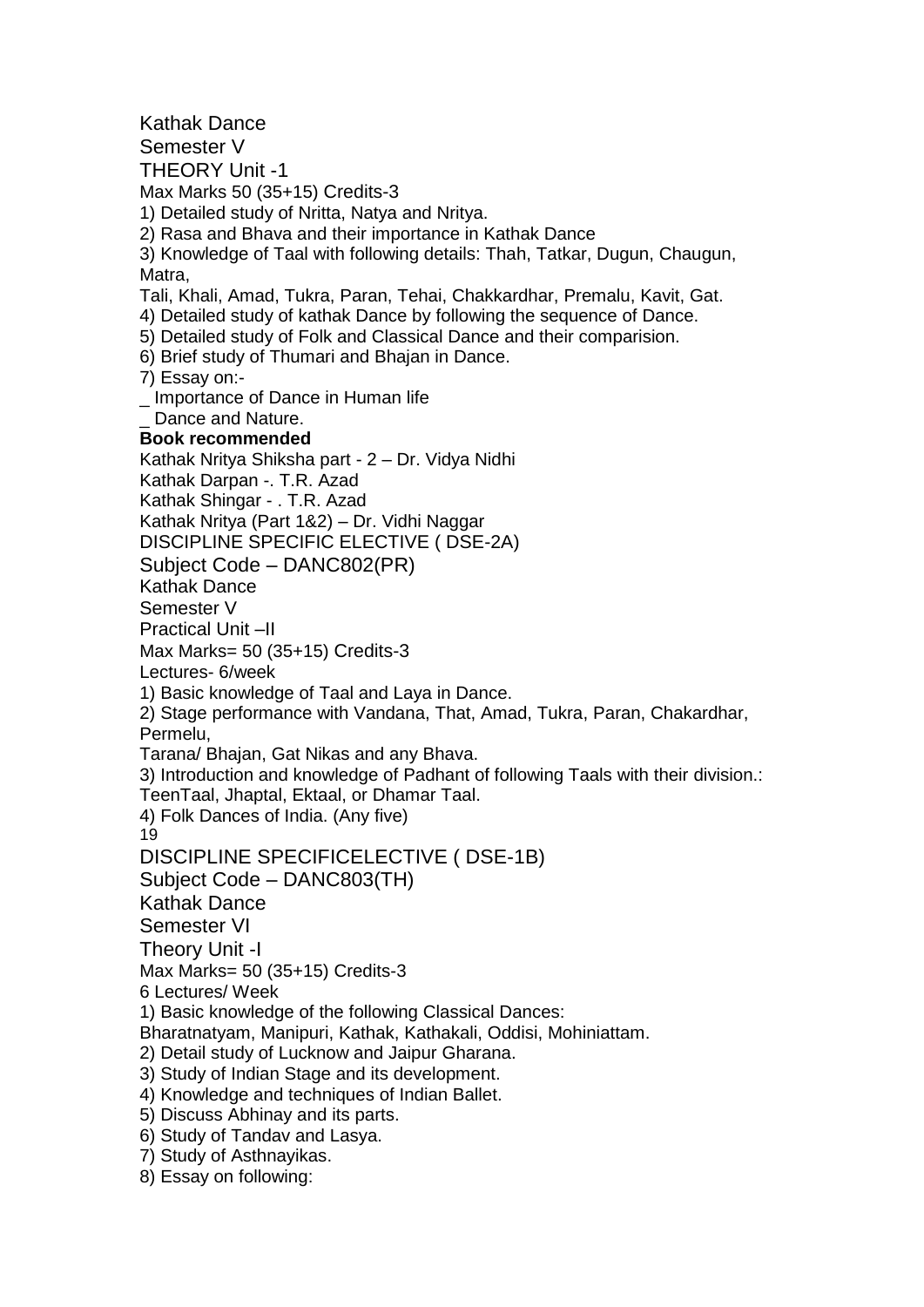Kathak Dance

Semester V

THEORY Unit -1

Max Marks 50 (35+15) Credits-3

1) Detailed study of Nritta, Natya and Nritya.
2) Rasa and Bhava and their importance in Kathak Dance
3) Knowledge of Taal with following details: Thah, Tatkar, Dugun, Chaugun, Matra,
Tali, Khali, Amad, Tukra, Paran, Tehai, Chakkardhar, Premalu, Kavit, Gat.
4) Detailed study of kathak Dance by following the sequence of Dance.
5) Detailed study of Folk and Classical Dance and their comparision.
6) Brief study of Thumari and Bhajan in Dance.
7) Essay on:-
   _ Importance of Dance in Human life
   _ Dance and Nature.

**Book recommended**

Kathak Nritya Shiksha part - 2 – Dr. Vidya Nidhi
Kathak Darpan -. T.R. Azad
Kathak Shingar - . T.R. Azad
Kathak Nritya (Part 1&2) – Dr. Vidhi Naggar

DISCIPLINE SPECIFIC ELECTIVE ( DSE-2A)

Subject Code – DANC802(PR)

Kathak Dance

Semester V

Practical Unit –II

Max Marks= 50 (35+15) Credits-3

Lectures- 6/week

1) Basic knowledge of Taal and Laya in Dance.
2) Stage performance with Vandana, That, Amad, Tukra, Paran, Chakardhar, Permelu,
Tarana/ Bhajan, Gat Nikas and any Bhava.
3) Introduction and knowledge of Padhant of following Taals with their division.:
TeenTaal, Jhaptal, Ektaal, or Dhamar Taal.
4) Folk Dances of India. (Any five)

DISCIPLINE SPECIFICELECTIVE ( DSE-1B)

Subject Code – DANC803(TH)

Kathak Dance

Semester VI

Theory Unit -I

Max Marks= 50 (35+15) Credits-3

6 Lectures/ Week

1) Basic knowledge of the following Classical Dances:
Bharatnatyam, Manipuri, Kathak, Kathakali, Oddisi, Mohiniattam.
2) Detail study of Lucknow and Jaipur Gharana.
3) Study of Indian Stage and its development.
4) Knowledge and techniques of Indian Ballet.
5) Discuss Abhinay and its parts.
6) Study of Tandav and Lasya.
7) Study of Asthnayikas.
8) Essay on following: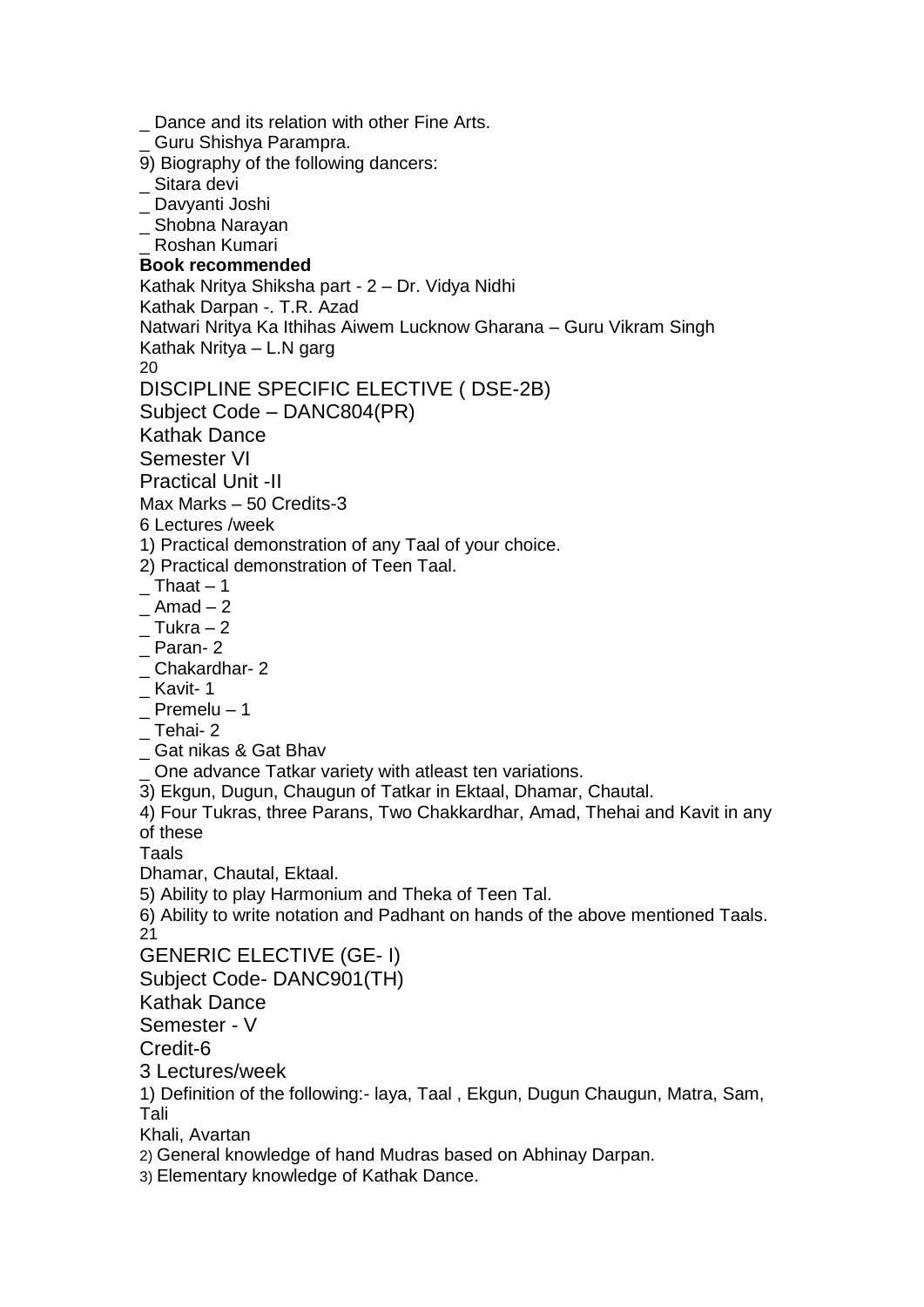- Dance and its relation with other Fine Arts.
- Guru Shishya Parampra.

9) Biography of the following dancers:

- Sitara devi
- Davyanti Joshi
- Shobna Narayan
- Roshan Kumari

**Book recommended**

Kathak Nritya Shiksha part - 2 – Dr. Vidya Nidhi
Kathak Darpan -. T.R. Azad
Natwari Nritya Ka Ithihas Aiwem Lucknow Gharana – Guru Vikram Singh
Kathak Nritya – L.N garg

## DISCIPLINE SPECIFIC ELECTIVE ( DSE-2B)

Subject Code – DANC804(PR)

Kathak Dance

Semester VI

Practical Unit -II

Max Marks – 50 Credits-3

6 Lectures /week

1) Practical demonstration of any Taal of your choice.
2) Practical demonstration of Teen Taal.
   - Thaat – 1
   - Amad – 2
   - Tukra – 2
   - Paran- 2
   - Chakardhar- 2
   - Kavit- 1
   - Premelu – 1
   - Tehai- 2
   - Gat nikas & Gat Bhav
   - One advance Tatkar variety with atleast ten variations.
3) Ekgun, Dugun, Chaugun of Tatkar in Ektaal, Dhamar, Chautal.
4) Four Tukras, three Parans, Two Chakkardhar, Amad, Thehai and Kavit in any of these Taals
   Dhamar, Chautal, Ektaal.
5) Ability to play Harmonium and Theka of Teen Tal.
6) Ability to write notation and Padhant on hands of the above mentioned Taals.

## GENERIC ELECTIVE (GE- I)

Subject Code- DANC901(TH)

Kathak Dance

Semester - V

Credit-6

3 Lectures/week

1) Definition of the following:- laya, Taal , Ekgun, Dugun Chaugun, Matra, Sam, Tali
   Khali, Avartan
2) General knowledge of hand Mudras based on Abhinay Darpan.
3) Elementary knowledge of Kathak Dance.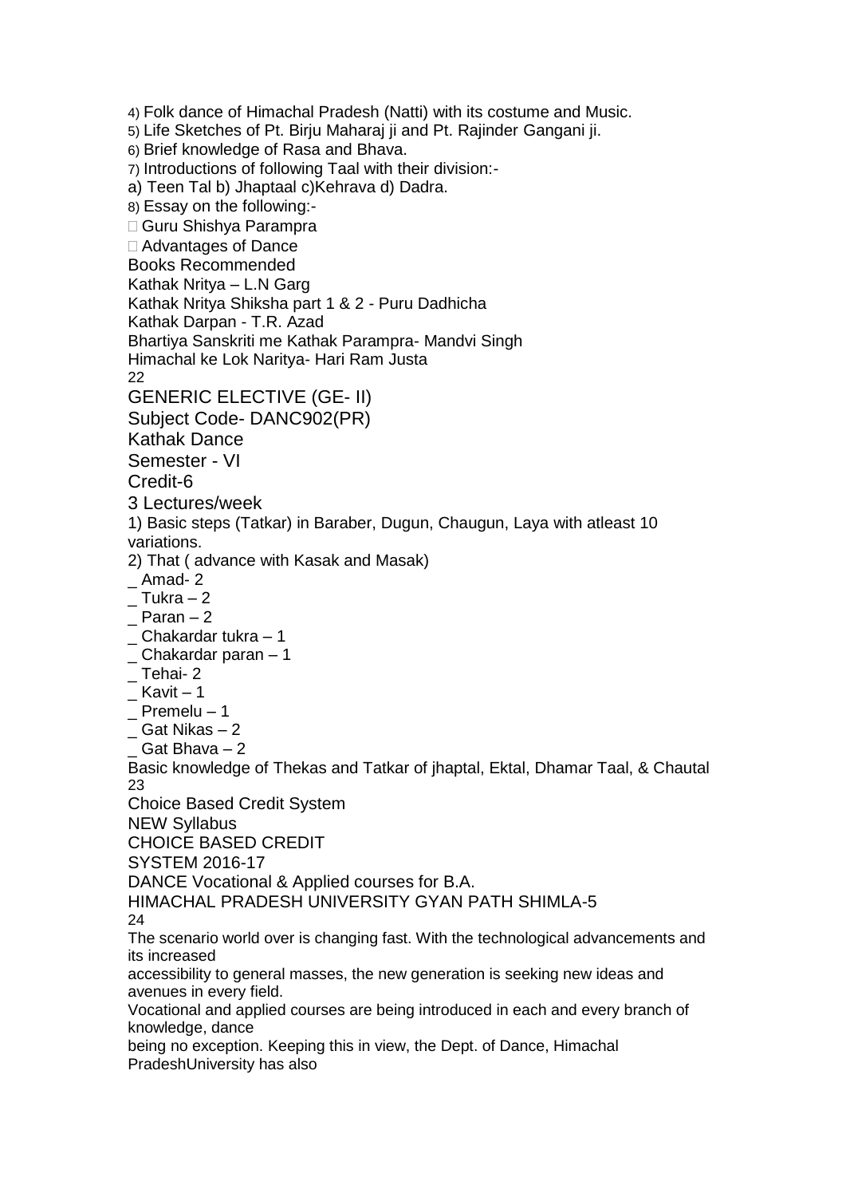4) Folk dance of Himachal Pradesh (Natti) with its costume and Music.
5) Life Sketches of Pt. Birju Maharaj ji and Pt. Rajinder Gangani ji.
6) Brief knowledge of Rasa and Bhava.
7) Introductions of following Taal with their division:-
a) Teen Tal b) Jhaptaal c)Kehrava d) Dadra.
8) Essay on the following:-
- Guru Shishya Parampra
- Advantages of Dance

Books Recommended

Kathak Nritya – L.N Garg
Kathak Nritya Shiksha part 1 & 2 - Puru Dadhicha
Kathak Darpan - T.R. Azad
Bhartiya Sanskriti me Kathak Parampra- Mandvi Singh
Himachal ke Lok Naritya- Hari Ram Justa

## GENERIC ELECTIVE (GE- II)

Subject Code- DANC902(PR)

Kathak Dance

Semester - VI

Credit-6

3 Lectures/week

1) Basic steps (Tatkar) in Baraber, Dugun, Chaugun, Laya with atleast 10 variations.
2) That ( advance with Kasak and Masak)
_ Amad- 2
_ Tukra – 2
_ Paran – 2
_ Chakardar tukra – 1
_ Chakardar paran – 1
_ Tehai- 2
_ Kavit – 1
_ Premelu – 1
_ Gat Nikas – 2
_ Gat Bhava – 2

Basic knowledge of Thekas and Tatkar of jhaptal, Ektal, Dhamar Taal, & Chautal

## Choice Based Credit System

NEW Syllabus

CHOICE BASED CREDIT

SYSTEM 2016-17

DANCE Vocational & Applied courses for B.A.

HIMACHAL PRADESH UNIVERSITY GYAN PATH SHIMLA-5

The scenario world over is changing fast. With the technological advancements and its increased accessibility to general masses, the new generation is seeking new ideas and avenues in every field.
Vocational and applied courses are being introduced in each and every branch of knowledge, dance being no exception. Keeping this in view, the Dept. of Dance, Himachal PradeshUniversity has also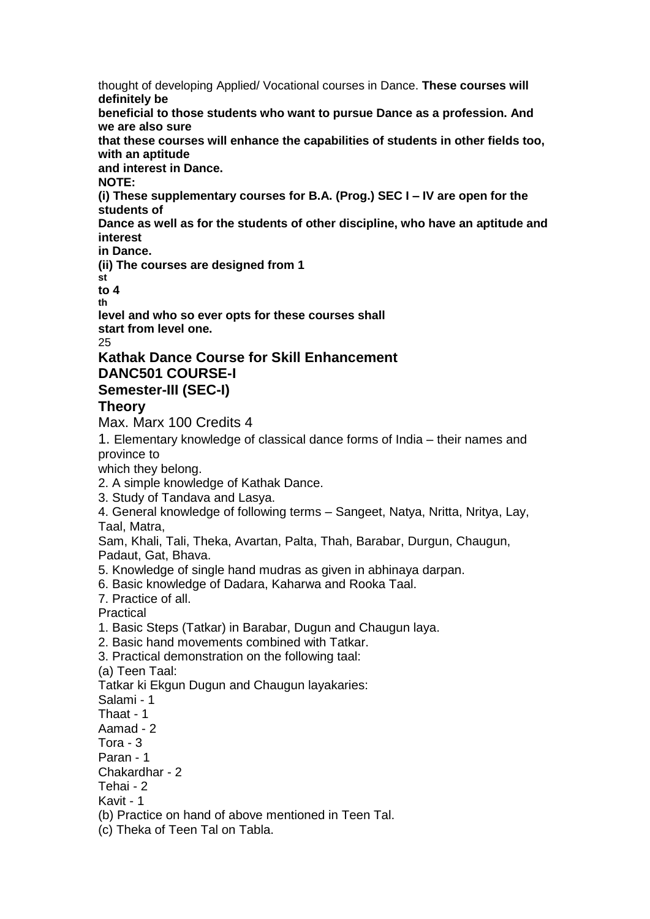thought of developing Applied/ Vocational courses in Dance. **These courses will definitely be beneficial to those students who want to pursue Dance as a profession. And we are also sure that these courses will enhance the capabilities of students in other fields too, with an aptitude and interest in Dance.**

**NOTE:**

**(i) These supplementary courses for B.A. (Prog.) SEC I – IV are open for the students of Dance as well as for the students of other discipline, who have an aptitude and interest in Dance.**

**(ii) The courses are designed from 1st to 4th level and who so ever opts for these courses shall start from level one.**

## Kathak Dance Course for Skill Enhancement

## DANC501 COURSE-I

## Semester-III (SEC-I)

## Theory

Max. Marx 100 Credits 4

1. Elementary knowledge of classical dance forms of India – their names and province to which they belong.
2. A simple knowledge of Kathak Dance.
3. Study of Tandava and Lasya.
4. General knowledge of following terms – Sangeet, Natya, Nritta, Nritya, Lay, Taal, Matra, Sam, Khali, Tali, Theka, Avartan, Palta, Thah, Barabar, Durgun, Chaugun, Padaut, Gat, Bhava.
5. Knowledge of single hand mudras as given in abhinaya darpan.
6. Basic knowledge of Dadara, Kaharwa and Rooka Taal.
7. Practice of all.

Practical

1. Basic Steps (Tatkar) in Barabar, Dugun and Chaugun laya.
2. Basic hand movements combined with Tatkar.
3. Practical demonstration on the following taal:

(a) Teen Taal:

Tatkar ki Ekgun Dugun and Chaugun layakaries:

Salami - 1

Thaat - 1

Aamad - 2

Tora - 3

Paran - 1

Chakardhar - 2

Tehai - 2

Kavit - 1

(b) Practice on hand of above mentioned in Teen Tal.

(c) Theka of Teen Tal on Tabla.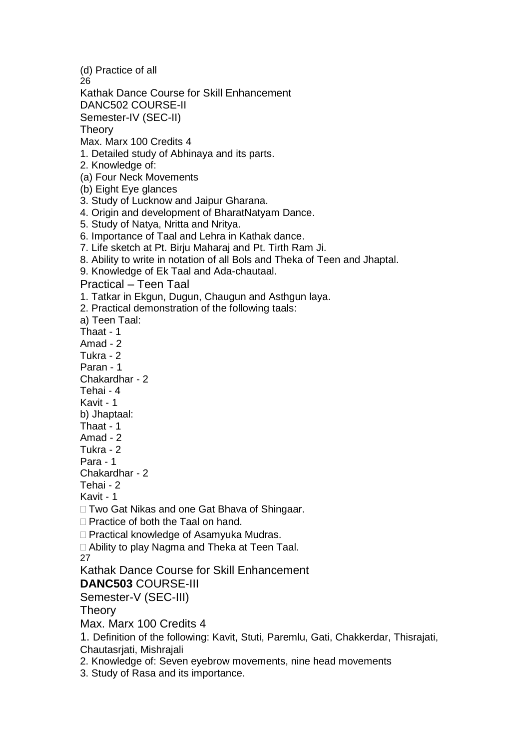(d) Practice of all

Kathak Dance Course for Skill Enhancement

DANC502 COURSE-II

Semester-IV (SEC-II)

Theory

Max. Marx 100 Credits 4

1. Detailed study of Abhinaya and its parts.
2. Knowledge of:

(a) Four Neck Movements

(b) Eight Eye glances

3. Study of Lucknow and Jaipur Gharana.
4. Origin and development of BharatNatyam Dance.
5. Study of Natya, Nritta and Nritya.
6. Importance of Taal and Lehra in Kathak dance.
7. Life sketch at Pt. Birju Maharaj and Pt. Tirth Ram Ji.
8. Ability to write in notation of all Bols and Theka of Teen and Jhaptal.
9. Knowledge of Ek Taal and Ada-chautaal.

Practical – Teen Taal

1. Tatkar in Ekgun, Dugun, Chaugun and Asthgun laya.
2. Practical demonstration of the following taals:

a) Teen Taal:

Thaat - 1

Amad - 2

Tukra - 2

Paran - 1

Chakardhar - 2

Tehai - 4

Kavit - 1

b) Jhaptaal:

Thaat - 1

Amad - 2

Tukra - 2

Para - 1

Chakardhar - 2

Tehai - 2

Kavit - 1

- Two Gat Nikas and one Gat Bhava of Shingaar.
- Practice of both the Taal on hand.
- Practical knowledge of Asamyuka Mudras.
- Ability to play Nagma and Theka at Teen Taal.

Kathak Dance Course for Skill Enhancement

**DANC503** COURSE-III

Semester-V (SEC-III)

Theory

Max. Marx 100 Credits 4

1. Definition of the following: Kavit, Stuti, Paremlu, Gati, Chakkerdar, Thisrajati, Chautasrjati, Mishrajali
2. Knowledge of: Seven eyebrow movements, nine head movements
3. Study of Rasa and its importance.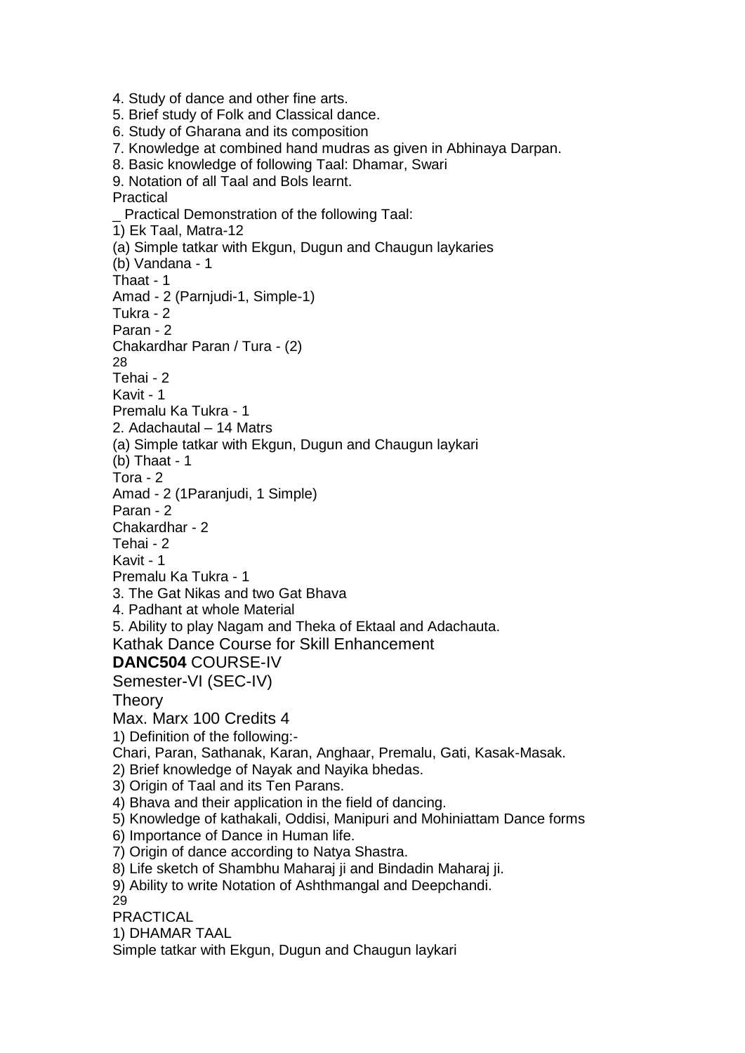4. Study of dance and other fine arts.
5. Brief study of Folk and Classical dance.
6. Study of Gharana and its composition
7. Knowledge at combined hand mudras as given in Abhinaya Darpan.
8. Basic knowledge of following Taal: Dhamar, Swari
9. Notation of all Taal and Bols learnt.

Practical

_ Practical Demonstration of the following Taal:

1) Ek Taal, Matra-12

(a) Simple tatkar with Ekgun, Dugun and Chaugun laykaries

(b) Vandana - 1

Thaat - 1

Amad - 2 (Parnjudi-1, Simple-1)

Tukra - 2

Paran - 2

Chakardhar Paran / Tura - (2)

Tehai - 2

Kavit - 1

Premalu Ka Tukra - 1

2. Adachautal – 14 Matrs

(a) Simple tatkar with Ekgun, Dugun and Chaugun laykari

(b) Thaat - 1

Tora - 2

Amad - 2 (1Paranjudi, 1 Simple)

Paran - 2

Chakardhar - 2

Tehai - 2

Kavit - 1

Premalu Ka Tukra - 1

3. The Gat Nikas and two Gat Bhava
4. Padhant at whole Material
5. Ability to play Nagam and Theka of Ektaal and Adachauta.

Kathak Dance Course for Skill Enhancement

**DANC504** COURSE-IV

Semester-VI (SEC-IV)

Theory

Max. Marx 100 Credits 4

1) Definition of the following:-

Chari, Paran, Sathanak, Karan, Anghaar, Premalu, Gati, Kasak-Masak.

2) Brief knowledge of Nayak and Nayika bhedas.
3) Origin of Taal and its Ten Parans.
4) Bhava and their application in the field of dancing.
5) Knowledge of kathakali, Oddisi, Manipuri and Mohiniattam Dance forms
6) Importance of Dance in Human life.
7) Origin of dance according to Natya Shastra.
8) Life sketch of Shambhu Maharaj ji and Bindadin Maharaj ji.
9) Ability to write Notation of Ashthmangal and Deepchandi.

PRACTICAL

1) DHAMAR TAAL

Simple tatkar with Ekgun, Dugun and Chaugun laykari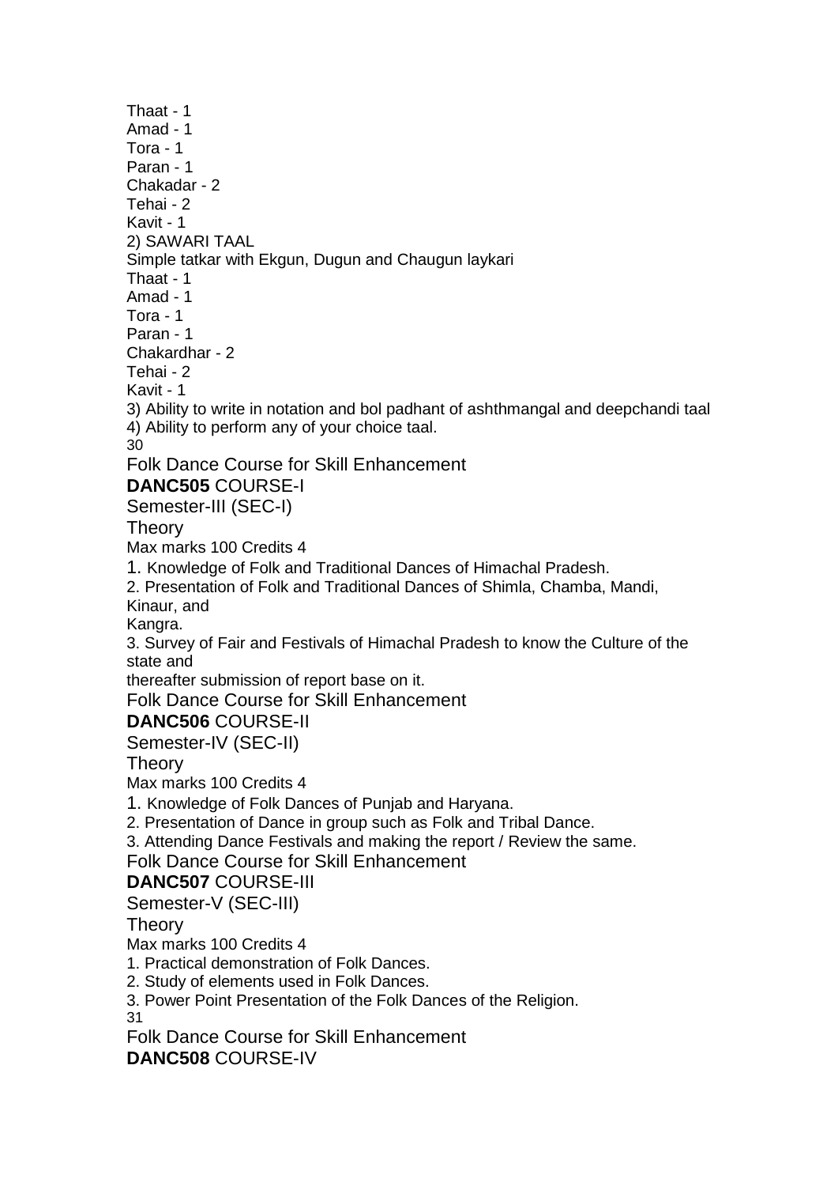Thaat - 1
Amad - 1
Tora - 1
Paran - 1
Chakadar - 2
Tehai - 2
Kavit - 1

2) SAWARI TAAL

Simple tatkar with Ekgun, Dugun and Chaugun laykari
Thaat - 1
Amad - 1
Tora - 1
Paran - 1
Chakardhar - 2
Tehai - 2
Kavit - 1

3) Ability to write in notation and bol padhant of ashthmangal and deepchandi taal

4) Ability to perform any of your choice taal.

Folk Dance Course for Skill Enhancement

**DANC505** COURSE-I

Semester-III (SEC-I)

Theory

Max marks 100 Credits 4

1. Knowledge of Folk and Traditional Dances of Himachal Pradesh.
2. Presentation of Folk and Traditional Dances of Shimla, Chamba, Mandi, Kinaur, and Kangra.
3. Survey of Fair and Festivals of Himachal Pradesh to know the Culture of the state and thereafter submission of report base on it.

Folk Dance Course for Skill Enhancement

**DANC506** COURSE-II

Semester-IV (SEC-II)

Theory

Max marks 100 Credits 4

1. Knowledge of Folk Dances of Punjab and Haryana.
2. Presentation of Dance in group such as Folk and Tribal Dance.
3. Attending Dance Festivals and making the report / Review the same.

Folk Dance Course for Skill Enhancement

**DANC507** COURSE-III

Semester-V (SEC-III)

Theory

Max marks 100 Credits 4

1. Practical demonstration of Folk Dances.
2. Study of elements used in Folk Dances.
3. Power Point Presentation of the Folk Dances of the Religion.

Folk Dance Course for Skill Enhancement

**DANC508** COURSE-IV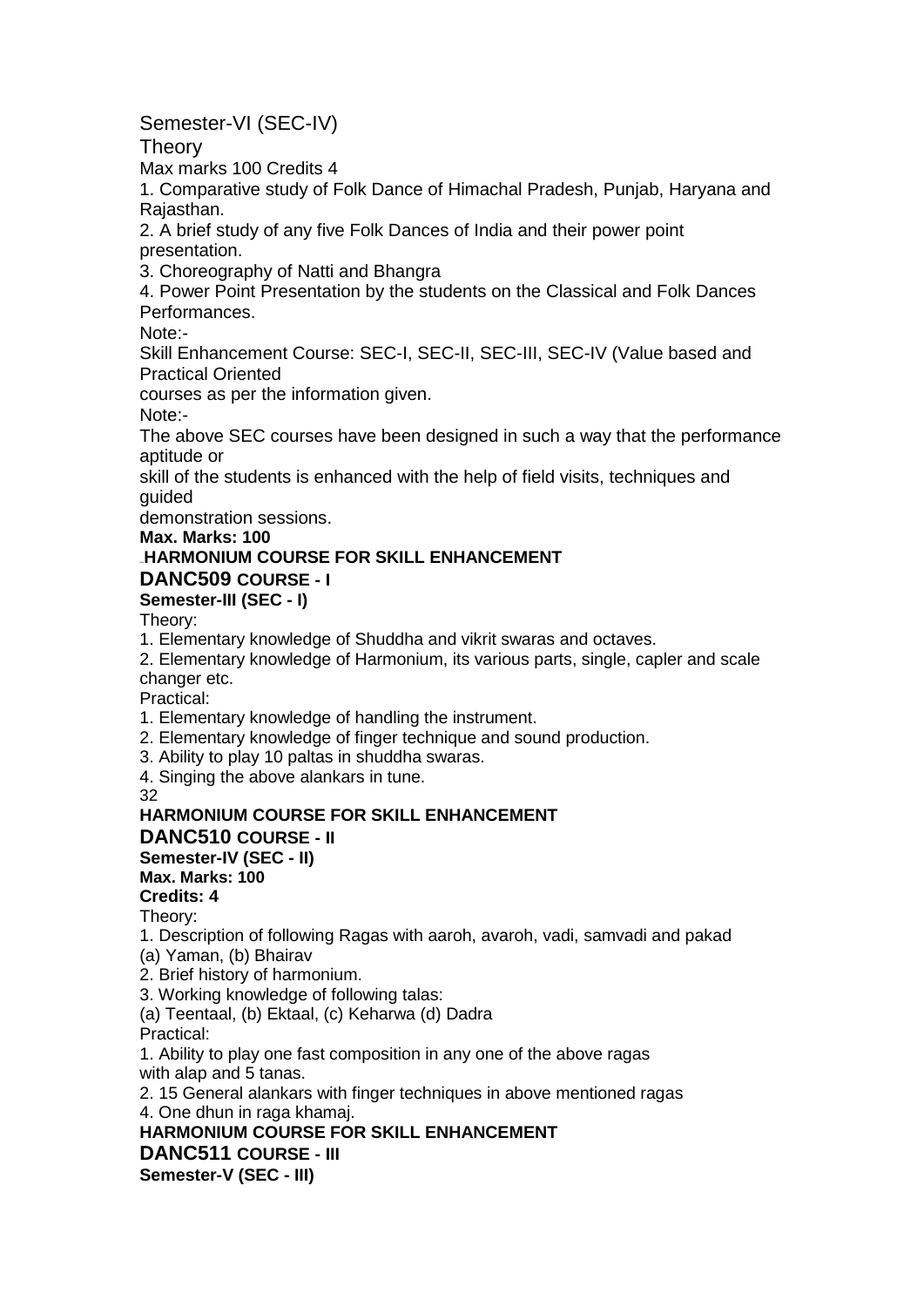Semester-VI (SEC-IV)

Theory

Max marks 100 Credits 4

1. Comparative study of Folk Dance of Himachal Pradesh, Punjab, Haryana and Rajasthan.
2. A brief study of any five Folk Dances of India and their power point presentation.
3. Choreography of Natti and Bhangra
4. Power Point Presentation by the students on the Classical and Folk Dances Performances.

Note:-

Skill Enhancement Course: SEC-I, SEC-II, SEC-III, SEC-IV (Value based and Practical Oriented courses as per the information given.

Note:-

The above SEC courses have been designed in such a way that the performance aptitude or skill of the students is enhanced with the help of field visits, techniques and guided demonstration sessions.

**Max. Marks: 100**

**HARMONIUM COURSE FOR SKILL ENHANCEMENT**

**DANC509 COURSE - I**

**Semester-III (SEC - I)**

Theory:

1. Elementary knowledge of Shuddha and vikrit swaras and octaves.
2. Elementary knowledge of Harmonium, its various parts, single, capler and scale changer etc.

Practical:

1. Elementary knowledge of handling the instrument.
2. Elementary knowledge of finger technique and sound production.
3. Ability to play 10 paltas in shuddha swaras.
4. Singing the above alankars in tune.

**HARMONIUM COURSE FOR SKILL ENHANCEMENT**

**DANC510 COURSE - II**

**Semester-IV (SEC - II)**

**Max. Marks: 100**

**Credits: 4**

Theory:

1. Description of following Ragas with aaroh, avaroh, vadi, samvadi and pakad
(a) Yaman, (b) Bhairav
2. Brief history of harmonium.
3. Working knowledge of following talas:
(a) Teentaal, (b) Ektaal, (c) Keharwa (d) Dadra

Practical:

1. Ability to play one fast composition in any one of the above ragas with alap and 5 tanas.
2. 15 General alankars with finger techniques in above mentioned ragas
4. One dhun in raga khamaj.

**HARMONIUM COURSE FOR SKILL ENHANCEMENT**

**DANC511 COURSE - III**

**Semester-V (SEC - III)**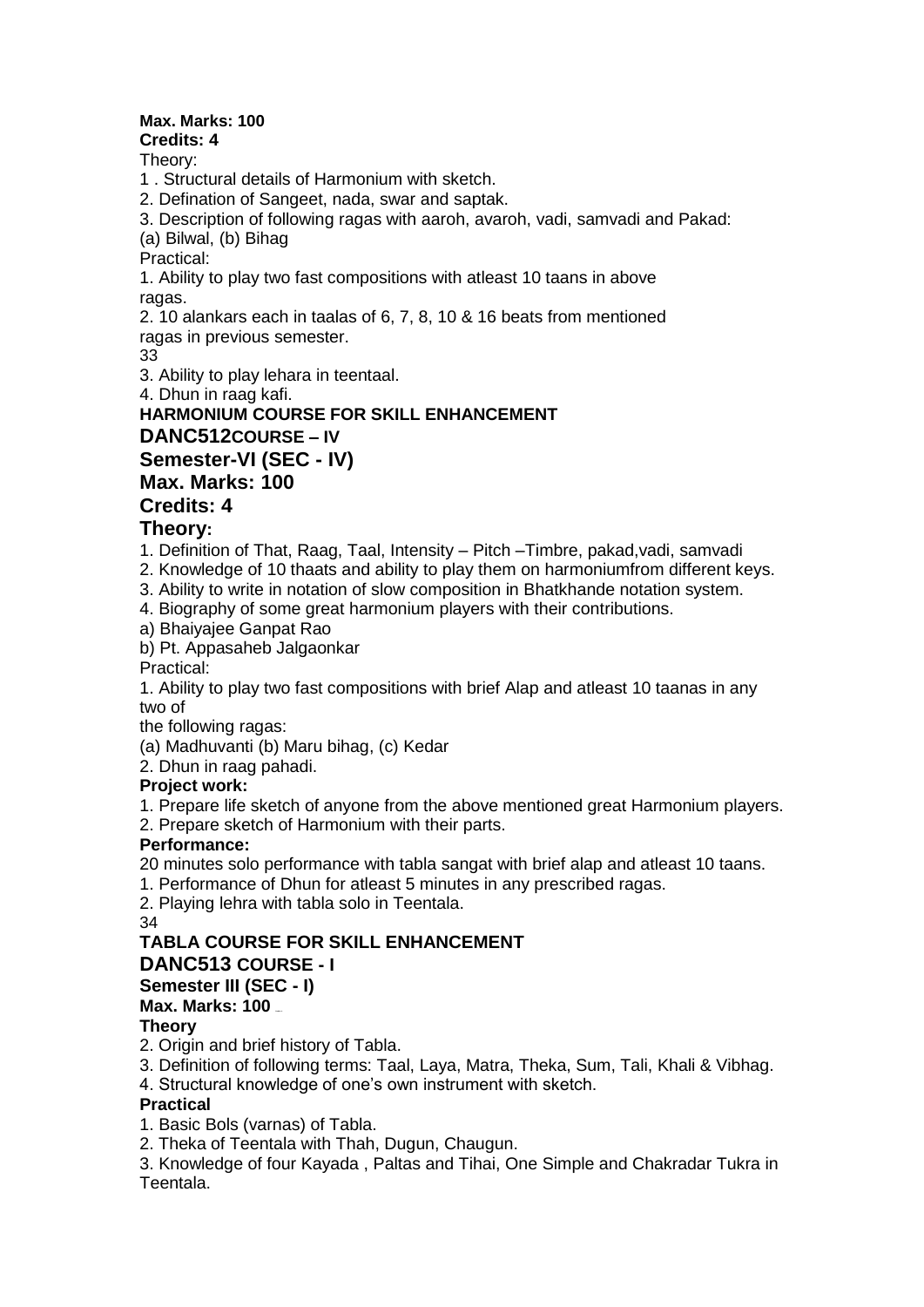**Max. Marks: 100**
**Credits: 4**

Theory:

1 . Structural details of Harmonium with sketch.
2. Defination of Sangeet, nada, swar and saptak.
3. Description of following ragas with aaroh, avaroh, vadi, samvadi and Pakad:
(a) Bilwal, (b) Bihag

Practical:

1. Ability to play two fast compositions with atleast 10 taans in above ragas.
2. 10 alankars each in taalas of 6, 7, 8, 10 & 16 beats from mentioned ragas in previous semester.
3. Ability to play lehara in teentaal.
4. Dhun in raag kafi.

**HARMONIUM COURSE FOR SKILL ENHANCEMENT**

## DANC512COURSE – IV

## Semester-VI (SEC - IV)

## Max. Marks: 100

## Credits: 4

## Theory:

1. Definition of That, Raag, Taal, Intensity – Pitch –Timbre, pakad,vadi, samvadi
2. Knowledge of 10 thaats and ability to play them on harmoniumfrom different keys.
3. Ability to write in notation of slow composition in Bhatkhande notation system.
4. Biography of some great harmonium players with their contributions.

a) Bhaiyajee Ganpat Rao
b) Pt. Appasaheb Jalgaonkar

Practical:

1. Ability to play two fast compositions with brief Alap and atleast 10 taanas in any two of the following ragas:
(a) Madhuvanti (b) Maru bihag, (c) Kedar
2. Dhun in raag pahadi.

**Project work:**

1. Prepare life sketch of anyone from the above mentioned great Harmonium players.
2. Prepare sketch of Harmonium with their parts.

**Performance:**

20 minutes solo performance with tabla sangat with brief alap and atleast 10 taans.

1. Performance of Dhun for atleast 5 minutes in any prescribed ragas.
2. Playing lehra with tabla solo in Teentala.

**TABLA COURSE FOR SKILL ENHANCEMENT**

## DANC513 COURSE - I

**Semester III (SEC - I)**

**Max. Marks: 100**

**Theory**

2. Origin and brief history of Tabla.
3. Definition of following terms: Taal, Laya, Matra, Theka, Sum, Tali, Khali & Vibhag.
4. Structural knowledge of one's own instrument with sketch.

**Practical**

1. Basic Bols (varnas) of Tabla.
2. Theka of Teentala with Thah, Dugun, Chaugun.
3. Knowledge of four Kayada , Paltas and Tihai, One Simple and Chakradar Tukra in Teentala.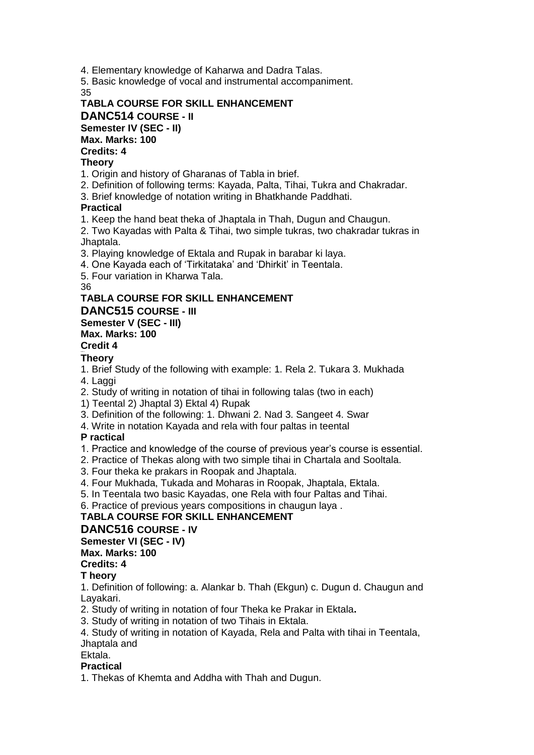4. Elementary knowledge of Kaharwa and Dadra Talas.

5. Basic knowledge of vocal and instrumental accompaniment.

## TABLA COURSE FOR SKILL ENHANCEMENT

### DANC514 COURSE - II

**Semester IV (SEC - II)**

**Max. Marks: 100**

**Credits: 4**

**Theory**

1. Origin and history of Gharanas of Tabla in brief.
2. Definition of following terms: Kayada, Palta, Tihai, Tukra and Chakradar.
3. Brief knowledge of notation writing in Bhatkhande Paddhati.

**Practical**

1. Keep the hand beat theka of Jhaptala in Thah, Dugun and Chaugun.
2. Two Kayadas with Palta & Tihai, two simple tukras, two chakradar tukras in Jhaptala.
3. Playing knowledge of Ektala and Rupak in barabar ki laya.
4. One Kayada each of 'Tirkitataka' and 'Dhirkit' in Teentala.
5. Four variation in Kharwa Tala.

## TABLA COURSE FOR SKILL ENHANCEMENT

### DANC515 COURSE - III

**Semester V (SEC - III)**

**Max. Marks: 100**

**Credit 4**

**Theory**

1. Brief Study of the following with example: 1. Rela 2. Tukara 3. Mukhada 4. Laggi
2. Study of writing in notation of tihai in following talas (two in each) 1) Teental 2) Jhaptal 3) Ektal 4) Rupak
3. Definition of the following: 1. Dhwani 2. Nad 3. Sangeet 4. Swar
4. Write in notation Kayada and rela with four paltas in teental

**P ractical**

1. Practice and knowledge of the course of previous year's course is essential.
2. Practice of Thekas along with two simple tihai in Chartala and Sooltala.
3. Four theka ke prakars in Roopak and Jhaptala.
4. Four Mukhada, Tukada and Moharas in Roopak, Jhaptala, Ektala.
5. In Teentala two basic Kayadas, one Rela with four Paltas and Tihai.
6. Practice of previous years compositions in chaugun laya .

## TABLA COURSE FOR SKILL ENHANCEMENT

### DANC516 COURSE - IV

**Semester VI (SEC - IV)**

**Max. Marks: 100**

**Credits: 4**

**T heory**

1. Definition of following: a. Alankar b. Thah (Ekgun) c. Dugun d. Chaugun and Layakari.
2. Study of writing in notation of four Theka ke Prakar in Ektala**.**
3. Study of writing in notation of two Tihais in Ektala.
4. Study of writing in notation of Kayada, Rela and Palta with tihai in Teentala, Jhaptala and Ektala.

**Practical**

1. Thekas of Khemta and Addha with Thah and Dugun.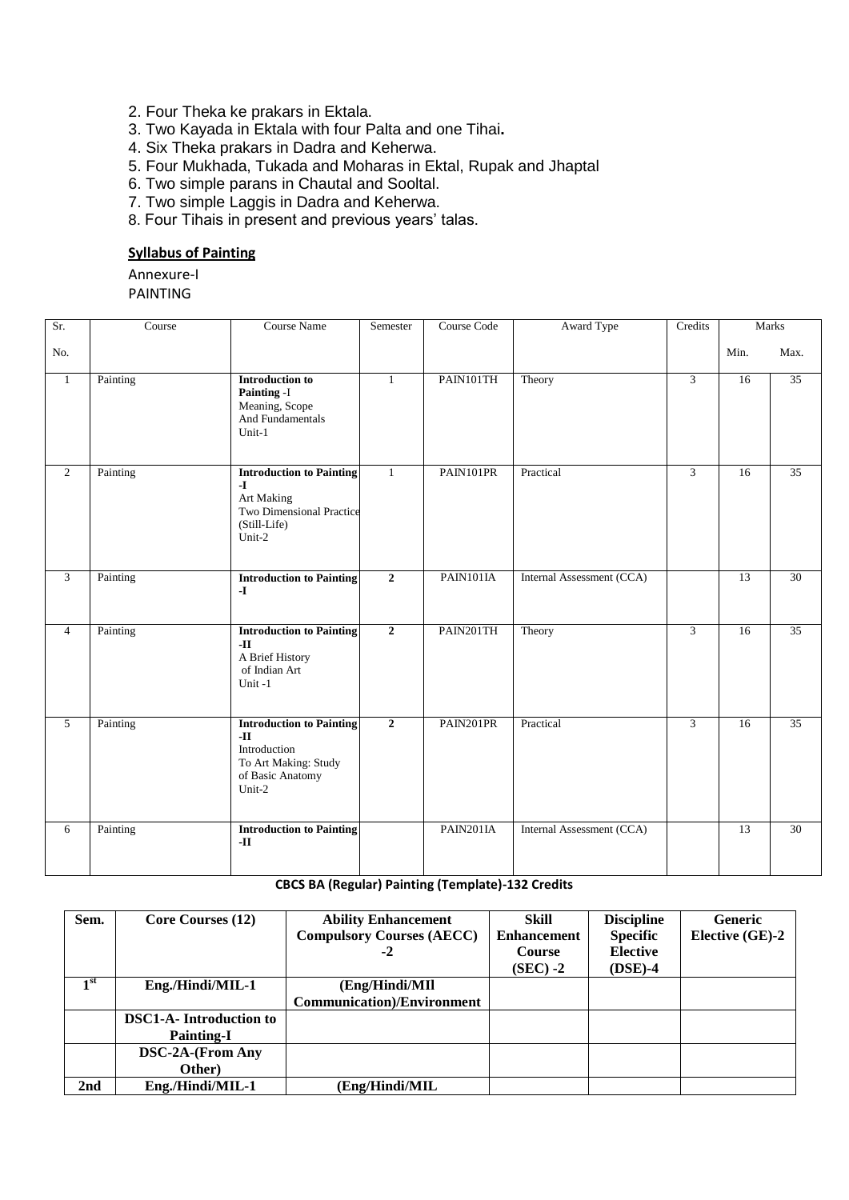2. Four Theka ke prakars in Ektala.
3. Two Kayada in Ektala with four Palta and one Tihai**.**
4. Six Theka prakars in Dadra and Keherwa.
5. Four Mukhada, Tukada and Moharas in Ektal, Rupak and Jhaptal
6. Two simple parans in Chautal and Sooltal.
7. Two simple Laggis in Dadra and Keherwa.
8. Four Tihais in present and previous years' talas.

**Syllabus of Painting**

Annexure-I

PAINTING

| Sr. No. | Course | Course Name | Semester | Course Code | Award Type | Credits | Marks | |
|---|---|---|---|---|---|---|---|---|
| | | | | | | | Min. | Max. |
| 1 | Painting | **Introduction to Painting** -I Meaning, Scope And Fundamentals Unit-1 | 1 | PAIN101TH | Theory | 3 | 16 | 35 |
| 2 | Painting | **Introduction to Painting -I** Art Making Two Dimensional Practice (Still-Life) Unit-2 | 1 | PAIN101PR | Practical | 3 | 16 | 35 |
| 3 | Painting | **Introduction to Painting -I** | **2** | PAIN101IA | Internal Assessment (CCA) | | 13 | 30 |
| 4 | Painting | **Introduction to Painting -II** A Brief History of Indian Art Unit -1 | **2** | PAIN201TH | Theory | 3 | 16 | 35 |
| 5 | Painting | **Introduction to Painting -II** Introduction To Art Making: Study of Basic Anatomy Unit-2 | **2** | PAIN201PR | Practical | 3 | 16 | 35 |
| 6 | Painting | **Introduction to Painting -II** | | PAIN201IA | Internal Assessment (CCA) | | 13 | 30 |

**CBCS BA (Regular) Painting (Template)-132 Credits**

| Sem. | Core Courses (12) | Ability Enhancement Compulsory Courses (AECC) -2 | Skill Enhancement Course (SEC) -2 | Discipline Specific Elective (DSE)-4 | Generic Elective (GE)-2 |
|---|---|---|---|---|---|
| 1st | Eng./Hindi/MIL-1 | (Eng/Hindi/MIl Communication)/Environment | | | |
| | DSC1-A- Introduction to Painting-I | | | | |
| | DSC-2A-(From Any Other) | | | | |
| 2nd | Eng./Hindi/MIL-1 | (Eng/Hindi/MIL | | | |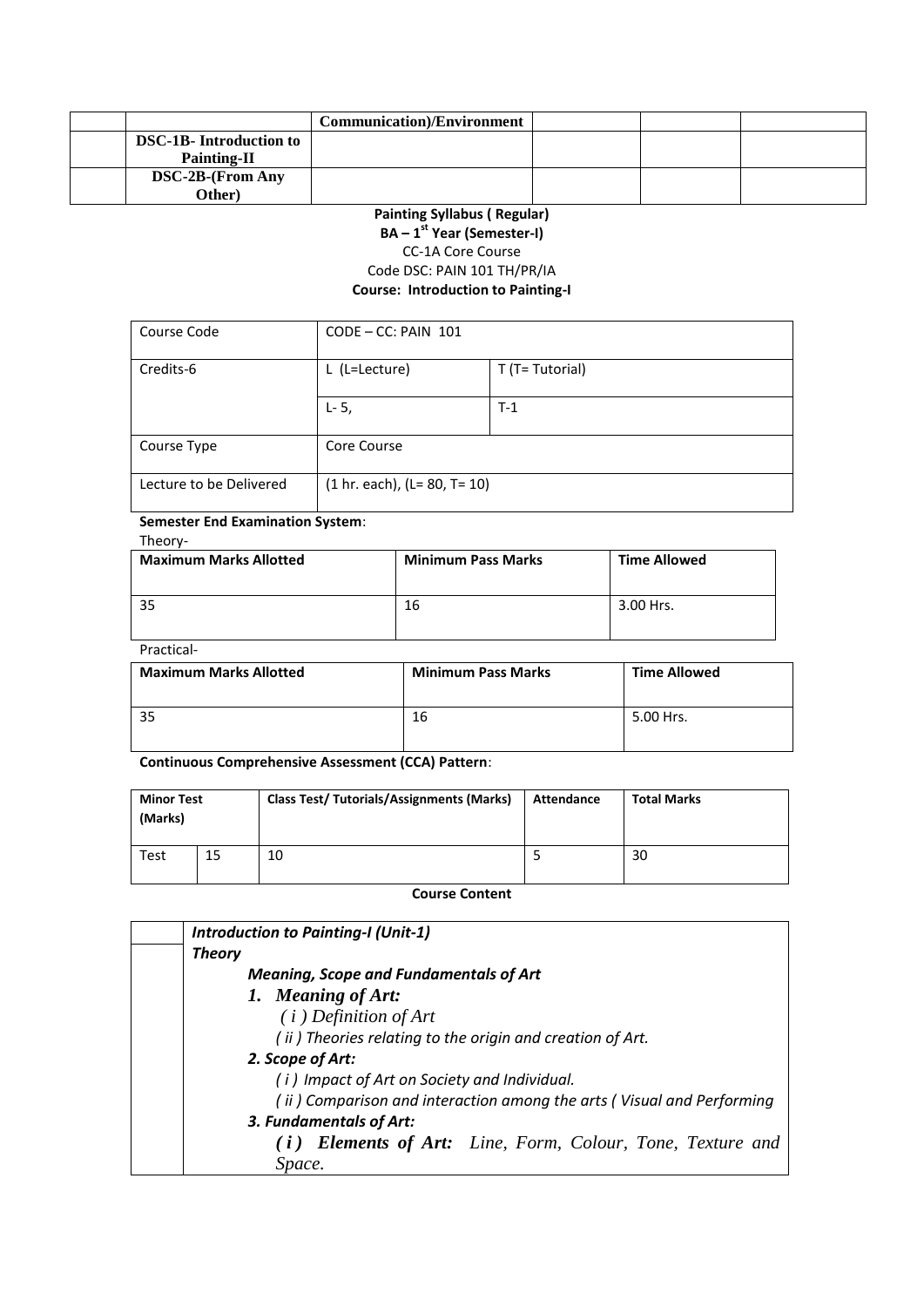| | | Communication)/Environment | | | |
|---|---|---|---|---|---|
| | **DSC-1B- Introduction to Painting-II** | | | | |
| | **DSC-2B-(From Any Other)** | | | | |

**Painting Syllabus ( Regular)**

**BA – 1st Year (Semester-I)**

CC-1A Core Course

Code DSC: PAIN 101 TH/PR/IA

**Course: Introduction to Painting-I**

| Course Code | CODE – CC: PAIN 101 | |
|---|---|---|
| Credits-6 | L (L=Lecture) | T (T= Tutorial) |
| | L- 5, | T-1 |
| Course Type | Core Course | |
| Lecture to be Delivered | (1 hr. each), (L= 80, T= 10) | |

**Semester End Examination System**:

Theory-

| Maximum Marks Allotted | Minimum Pass Marks | Time Allowed |
|---|---|---|
| 35 | 16 | 3.00 Hrs. |

Practical-

| Maximum Marks Allotted | Minimum Pass Marks | Time Allowed |
|---|---|---|
| 35 | 16 | 5.00 Hrs. |

**Continuous Comprehensive Assessment (CCA) Pattern**:

| Minor Test (Marks) | | Class Test/ Tutorials/Assignments (Marks) | Attendance | Total Marks |
|---|---|---|---|---|
| Test | 15 | 10 | 5 | 30 |

**Course Content**

***Introduction to Painting-I (Unit-1)***

***Theory***

***Meaning, Scope and Fundamentals of Art***

1. ***Meaning of Art:***
   *( i ) Definition of Art*
   *( ii ) Theories relating to the origin and creation of Art.*

***2. Scope of Art:***

*( i ) Impact of Art on Society and Individual.*

*( ii ) Comparison and interaction among the arts ( Visual and Performing*

***3. Fundamentals of Art:***

***( i ) Elements of Art:*** *Line, Form, Colour, Tone, Texture and Space.*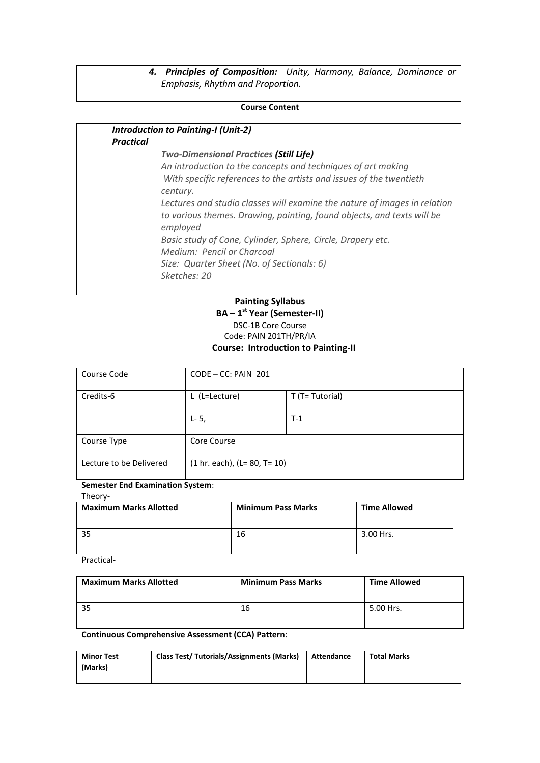| | 4. ***Principles of Composition:*** *Unity, Harmony, Balance, Dominance or Emphasis, Rhythm and Proportion.* |
|---|---|

**Course Content**

| | ***Introduction to Painting-I (Unit-2)***<br>***Practical***<br>*Two-Dimensional Practices **(Still Life)***<br>*An introduction to the concepts and techniques of art making*<br>*With specific references to the artists and issues of the twentieth century.*<br>*Lectures and studio classes will examine the nature of images in relation to various themes. Drawing, painting, found objects, and texts will be employed*<br>*Basic study of Cone, Cylinder, Sphere, Circle, Drapery etc.*<br>*Medium: Pencil or Charcoal*<br>*Size: Quarter Sheet (No. of Sectionals: 6)*<br>*Sketches: 20* |
|---|---|

## Painting Syllabus

### BA – 1st Year (Semester-II)

DSC-1B Core Course

Code: PAIN 201TH/PR/IA

### Course: Introduction to Painting-II

| Course Code | CODE – CC: PAIN 201 | |
|---|---|---|
| Credits-6 | L (L=Lecture) | T (T= Tutorial) |
| | L- 5, | T-1 |
| Course Type | Core Course | |
| Lecture to be Delivered | (1 hr. each), (L= 80, T= 10) | |

**Semester End Examination System**:

Theory-

| Maximum Marks Allotted | Minimum Pass Marks | Time Allowed |
|---|---|---|
| 35 | 16 | 3.00 Hrs. |

Practical-

| Maximum Marks Allotted | Minimum Pass Marks | Time Allowed |
|---|---|---|
| 35 | 16 | 5.00 Hrs. |

**Continuous Comprehensive Assessment (CCA) Pattern**:

| Minor Test (Marks) | Class Test/ Tutorials/Assignments (Marks) | Attendance | Total Marks |
|---|---|---|---|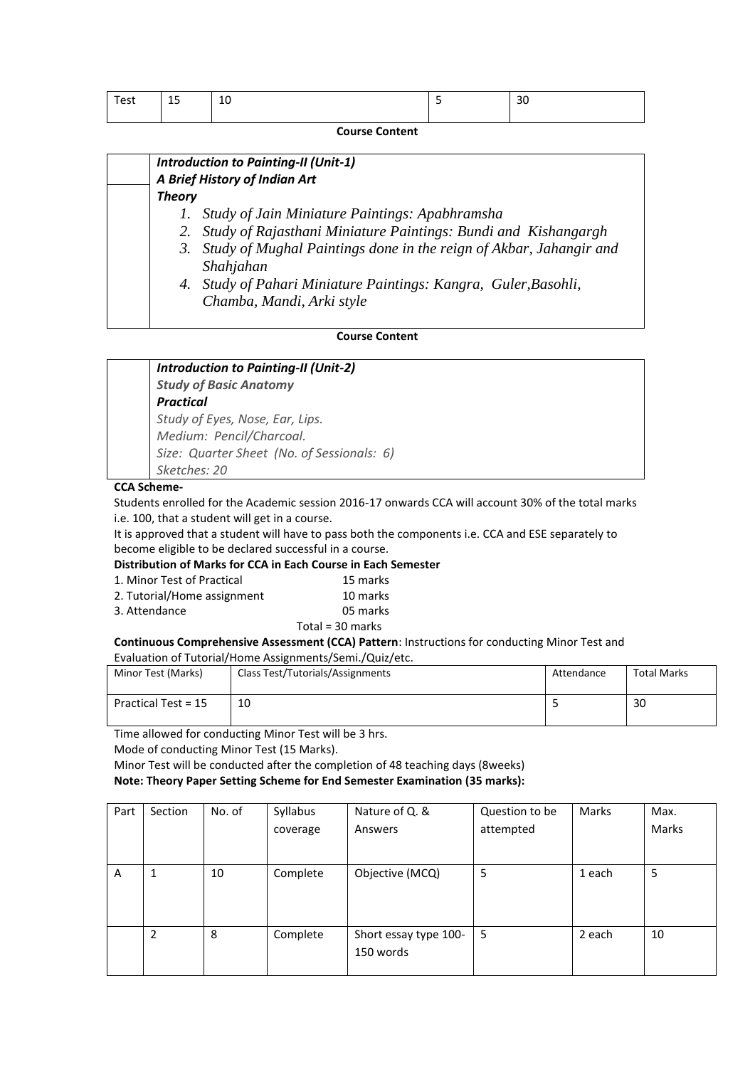| Test | 15 | 10 | 5 | 30 |
|---|---|---|---|---|

**Course Content**

| | ***Introduction to Painting-II (Unit-1)*** <br> ***A Brief History of Indian Art*** <br> ***Theory*** <br> 1. *Study of Jain Miniature Paintings: Apabhramsha* <br> 2. *Study of Rajasthani Miniature Paintings: Bundi and Kishangargh* <br> 3. *Study of Mughal Paintings done in the reign of Akbar, Jahangir and Shahjahan* <br> 4. *Study of Pahari Miniature Paintings: Kangra, Guler,Basohli, Chamba, Mandi, Arki style* |
|---|---|

**Course Content**

| | ***Introduction to Painting-II (Unit-2)*** <br> ***Study of Basic Anatomy*** <br> ***Practical*** <br> *Study of Eyes, Nose, Ear, Lips.* <br> *Medium: Pencil/Charcoal.* <br> *Size: Quarter Sheet (No. of Sessionals: 6)* <br> *Sketches: 20* |
|---|---|

**CCA Scheme-**

Students enrolled for the Academic session 2016-17 onwards CCA will account 30% of the total marks i.e. 100, that a student will get in a course.

It is approved that a student will have to pass both the components i.e. CCA and ESE separately to become eligible to be declared successful in a course.

**Distribution of Marks for CCA in Each Course in Each Semester**

1. Minor Test of Practical 15 marks
2. Tutorial/Home assignment 10 marks
3. Attendance 05 marks

Total = 30 marks

**Continuous Comprehensive Assessment (CCA) Pattern**: Instructions for conducting Minor Test and Evaluation of Tutorial/Home Assignments/Semi./Quiz/etc.

| Minor Test (Marks) | Class Test/Tutorials/Assignments | Attendance | Total Marks |
|---|---|---|---|
| Practical Test = 15 | 10 | 5 | 30 |

Time allowed for conducting Minor Test will be 3 hrs.

Mode of conducting Minor Test (15 Marks).

Minor Test will be conducted after the completion of 48 teaching days (8weeks)

**Note: Theory Paper Setting Scheme for End Semester Examination (35 marks):**

| Part | Section | No. of | Syllabus coverage | Nature of Q. & Answers | Question to be attempted | Marks | Max. Marks |
|---|---|---|---|---|---|---|---|
| A | 1 | 10 | Complete | Objective (MCQ) | 5 | 1 each | 5 |
| | 2 | 8 | Complete | Short essay type 100-150 words | 5 | 2 each | 10 |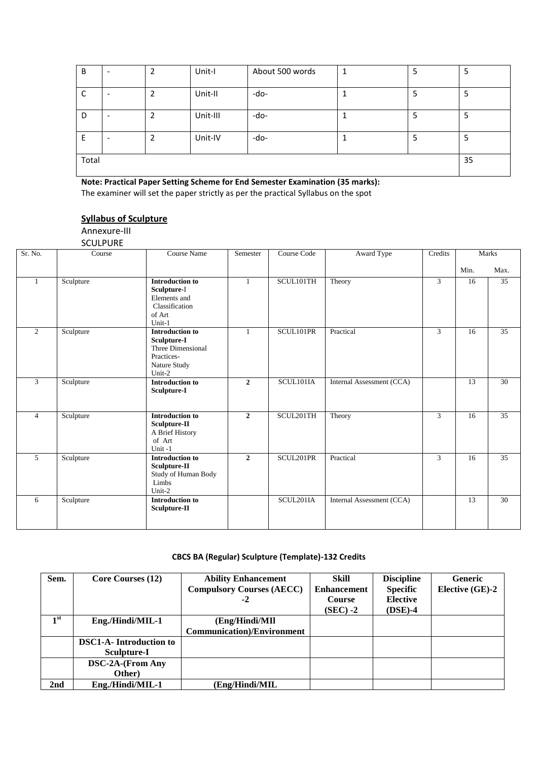| B | - | 2 | Unit-I | About 500 words | 1 | 5 | 5 |
|---|---|---|---|---|---|---|---|
| C | - | 2 | Unit-II | -do- | 1 | 5 | 5 |
| D | - | 2 | Unit-III | -do- | 1 | 5 | 5 |
| E | - | 2 | Unit-IV | -do- | 1 | 5 | 5 |
| Total | | | | | | | 35 |

**Note: Practical Paper Setting Scheme for End Semester Examination (35 marks):**
The examiner will set the paper strictly as per the practical Syllabus on the spot

**Syllabus of Sculpture**

Annexure-III

SCULPURE

| Sr. No. | Course | Course Name | Semester | Course Code | Award Type | Credits | Marks | |
|---|---|---|---|---|---|---|---|---|
| | | | | | | | Min. | Max. |
| 1 | Sculpture | **Introduction to Sculpture**-I Elements and Classification of Art Unit-1 | 1 | SCUL101TH | Theory | 3 | 16 | 35 |
| 2 | Sculpture | **Introduction to Sculpture-I** Three Dimensional Practices- Nature Study Unit-2 | 1 | SCUL101PR | Practical | 3 | 16 | 35 |
| 3 | Sculpture | **Introduction to Sculpture-I** | **2** | SCUL101IA | Internal Assessment (CCA) | | 13 | 30 |
| 4 | Sculpture | **Introduction to Sculpture-II** A Brief History of Art Unit -1 | **2** | SCUL201TH | Theory | 3 | 16 | 35 |
| 5 | Sculpture | **Introduction to Sculpture-II** Study of Human Body Limbs Unit-2 | **2** | SCUL201PR | Practical | 3 | 16 | 35 |
| 6 | Sculpture | **Introduction to Sculpture-II** | | SCUL201IA | Internal Assessment (CCA) | | 13 | 30 |

**CBCS BA (Regular) Sculpture (Template)-132 Credits**

| Sem. | Core Courses (12) | Ability Enhancement Compulsory Courses (AECC) -2 | Skill Enhancement Course (SEC) -2 | Discipline Specific Elective (DSE)-4 | Generic Elective (GE)-2 |
|---|---|---|---|---|---|
| 1st | Eng./Hindi/MIL-1 | (Eng/Hindi/MIl Communication)/Environment | | | |
| | DSC1-A- Introduction to Sculpture-I | | | | |
| | DSC-2A-(From Any Other) | | | | |
| 2nd | Eng./Hindi/MIL-1 | (Eng/Hindi/MIL | | | |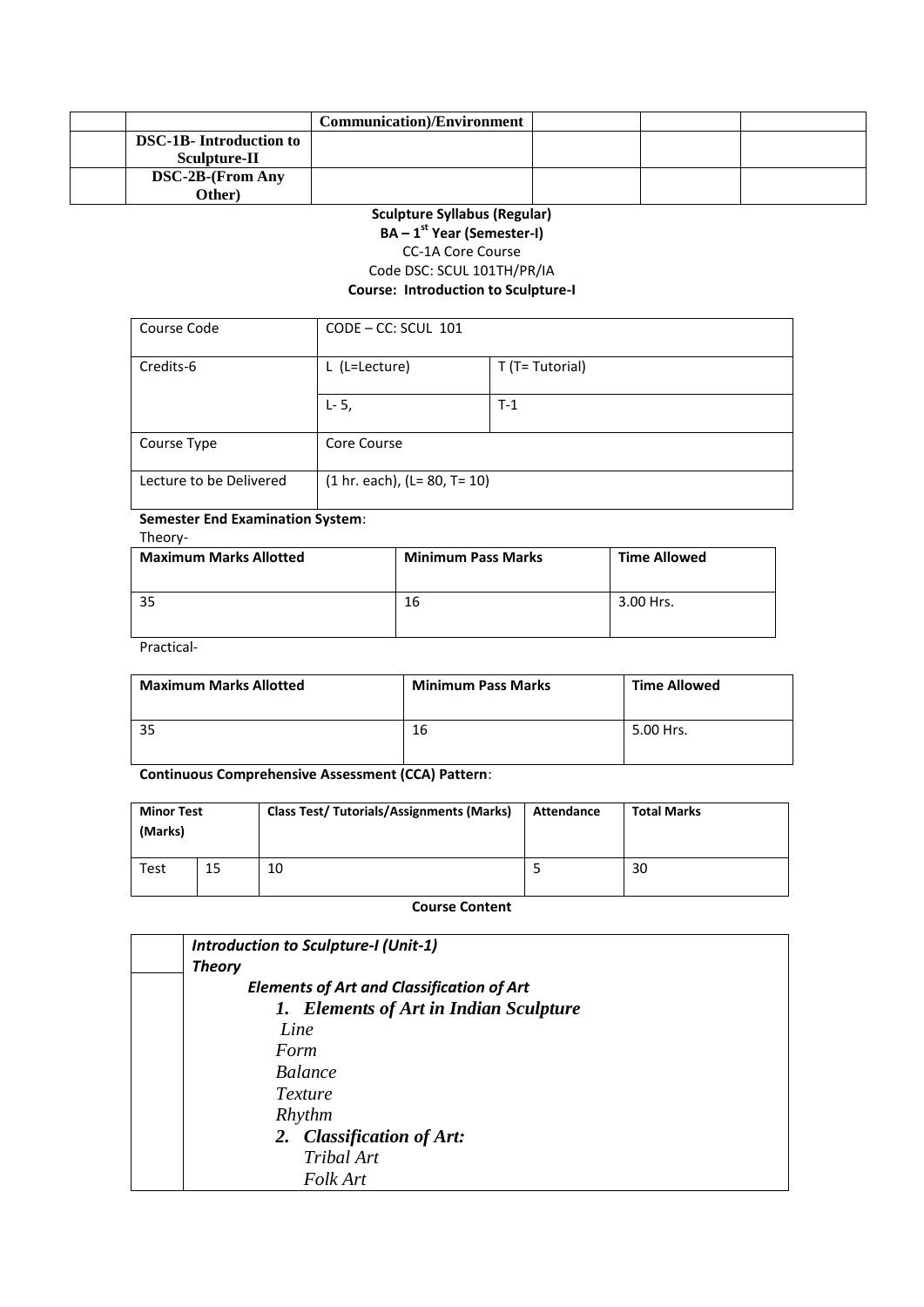| | | | | | |
|---|---|---|---|---|---|
| | | **Communication)/Environment** | | | |
| | **DSC-1B- Introduction to Sculpture-II** | | | | |
| | **DSC-2B-(From Any Other)** | | | | |

**Sculpture Syllabus (Regular)**

**BA – 1st Year (Semester-I)**

CC-1A Core Course

Code DSC: SCUL 101TH/PR/IA

**Course: Introduction to Sculpture-I**

| Course Code | CODE – CC: SCUL 101 | |
|---|---|---|
| Credits-6 | L (L=Lecture) | T (T= Tutorial) |
| | L- 5, | T-1 |
| Course Type | Core Course | |
| Lecture to be Delivered | (1 hr. each), (L= 80, T= 10) | |

**Semester End Examination System**:

Theory-

| **Maximum Marks Allotted** | **Minimum Pass Marks** | **Time Allowed** |
|---|---|---|
| 35 | 16 | 3.00 Hrs. |

Practical-

| **Maximum Marks Allotted** | **Minimum Pass Marks** | **Time Allowed** |
|---|---|---|
| 35 | 16 | 5.00 Hrs. |

**Continuous Comprehensive Assessment (CCA) Pattern**:

| **Minor Test (Marks)** | | **Class Test/ Tutorials/Assignments (Marks)** | **Attendance** | **Total Marks** |
|---|---|---|---|---|
| Test | 15 | 10 | 5 | 30 |

**Course Content**

| | |
|---|---|
| | ***Introduction to Sculpture-I (Unit-1)*** <br> ***Theory*** |
| | ***Elements of Art and Classification of Art*** <br> ***1. Elements of Art in Indian Sculpture*** <br> *Line* <br> *Form* <br> *Balance* <br> *Texture* <br> *Rhythm* <br> ***2. Classification of Art:*** <br> *Tribal Art* <br> *Folk Art* |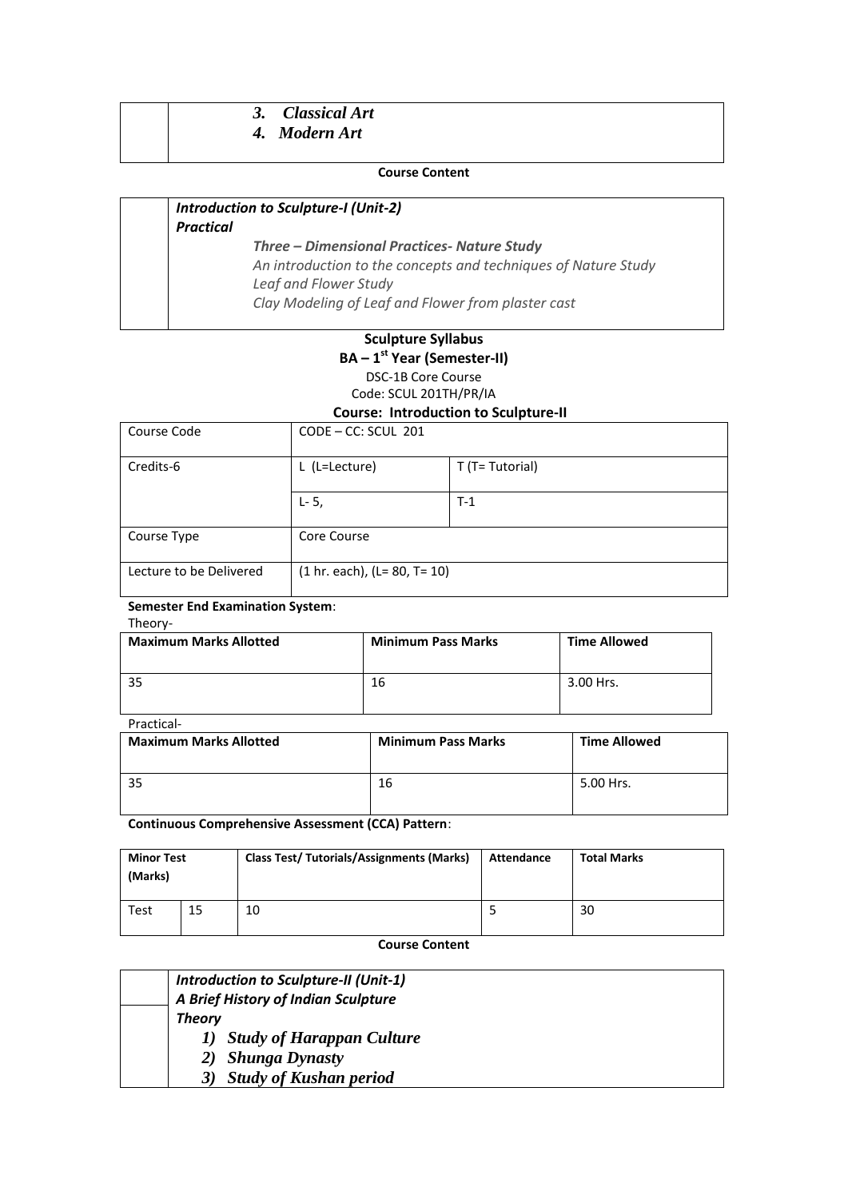| | *3. Classical Art*<br>*4. Modern Art* |
|---|---|

**Course Content**

| | ***Introduction to Sculpture-I (Unit-2)***<br>***Practical***<br>***Three – Dimensional Practices- Nature Study***<br>*An introduction to the concepts and techniques of Nature Study*<br>*Leaf and Flower Study*<br>*Clay Modeling of Leaf and Flower from plaster cast* |
|---|---|

**Sculpture Syllabus**

**BA – 1st Year (Semester-II)**

DSC-1B Core Course

Code: SCUL 201TH/PR/IA

**Course: Introduction to Sculpture-II**

| Course Code | CODE – CC: SCUL 201 | |
|---|---|---|
| Credits-6 | L (L=Lecture) | T (T= Tutorial) |
| | L- 5, | T-1 |
| Course Type | Core Course | |
| Lecture to be Delivered | (1 hr. each), (L= 80, T= 10) | |

**Semester End Examination System**:

Theory-

| **Maximum Marks Allotted** | **Minimum Pass Marks** | **Time Allowed** |
|---|---|---|
| 35 | 16 | 3.00 Hrs. |

Practical-

| **Maximum Marks Allotted** | **Minimum Pass Marks** | **Time Allowed** |
|---|---|---|
| 35 | 16 | 5.00 Hrs. |

**Continuous Comprehensive Assessment (CCA) Pattern**:

| **Minor Test (Marks)** | | **Class Test/ Tutorials/Assignments (Marks)** | **Attendance** | **Total Marks** |
|---|---|---|---|---|
| Test | 15 | 10 | 5 | 30 |

**Course Content**

| | ***Introduction to Sculpture-II (Unit-1)***<br>***A Brief History of Indian Sculpture***<br>***Theory***<br>***1) Study of Harappan Culture***<br>***2) Shunga Dynasty***<br>***3) Study of Kushan period*** |
|---|---|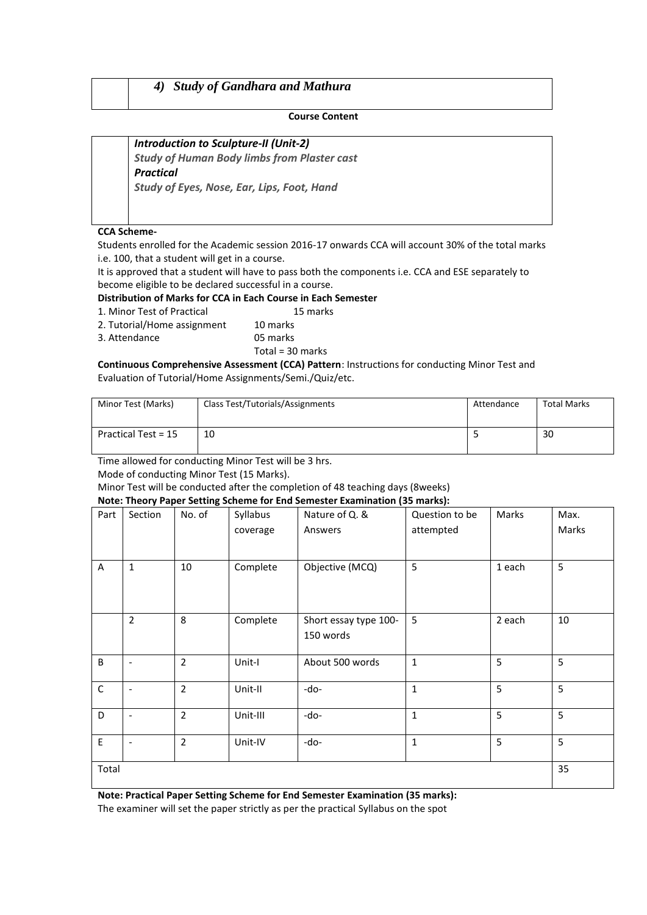| | *4) Study of Gandhara and Mathura* |
|---|---|

**Course Content**

| | ***Introduction to Sculpture-II (Unit-2)***<br>***Study of Human Body limbs from Plaster cast***<br>***Practical***<br>***Study of Eyes, Nose, Ear, Lips, Foot, Hand*** |
|---|---|

**CCA Scheme-**

Students enrolled for the Academic session 2016-17 onwards CCA will account 30% of the total marks i.e. 100, that a student will get in a course.

It is approved that a student will have to pass both the components i.e. CCA and ESE separately to become eligible to be declared successful in a course.

**Distribution of Marks for CCA in Each Course in Each Semester**

1. Minor Test of Practical 15 marks
2. Tutorial/Home assignment 10 marks
3. Attendance 05 marks

Total = 30 marks

**Continuous Comprehensive Assessment (CCA) Pattern**: Instructions for conducting Minor Test and Evaluation of Tutorial/Home Assignments/Semi./Quiz/etc.

| Minor Test (Marks) | Class Test/Tutorials/Assignments | Attendance | Total Marks |
|---|---|---|---|
| Practical Test = 15 | 10 | 5 | 30 |

Time allowed for conducting Minor Test will be 3 hrs.

Mode of conducting Minor Test (15 Marks).

Minor Test will be conducted after the completion of 48 teaching days (8weeks)

**Note: Theory Paper Setting Scheme for End Semester Examination (35 marks):**

| Part | Section | No. of | Syllabus coverage | Nature of Q. & Answers | Question to be attempted | Marks | Max. Marks |
|---|---|---|---|---|---|---|---|
| A | 1 | 10 | Complete | Objective (MCQ) | 5 | 1 each | 5 |
| | 2 | 8 | Complete | Short essay type 100-150 words | 5 | 2 each | 10 |
| B | - | 2 | Unit-I | About 500 words | 1 | 5 | 5 |
| C | - | 2 | Unit-II | -do- | 1 | 5 | 5 |
| D | - | 2 | Unit-III | -do- | 1 | 5 | 5 |
| E | - | 2 | Unit-IV | -do- | 1 | 5 | 5 |
| Total | | | | | | | 35 |

**Note: Practical Paper Setting Scheme for End Semester Examination (35 marks):**

The examiner will set the paper strictly as per the practical Syllabus on the spot